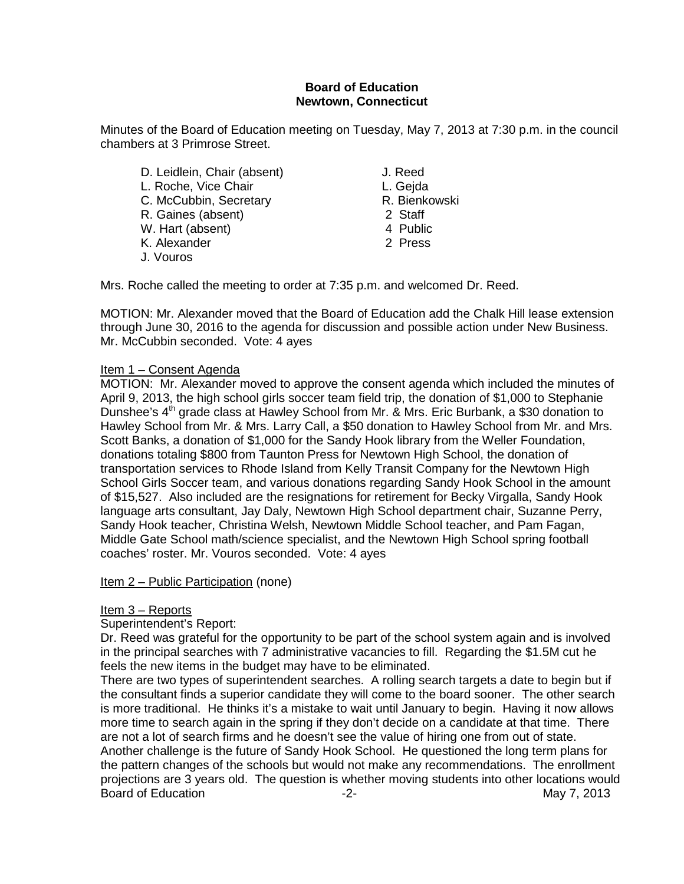**Board of Education**
**Newtown, Connecticut**

Minutes of the Board of Education meeting on Tuesday, May 7, 2013 at 7:30 p.m. in the council chambers at 3 Primrose Street.

| | |
|---|---|
| D. Leidlein, Chair (absent) | J. Reed |
| L. Roche, Vice Chair | L. Gejda |
| C. McCubbin, Secretary | R. Bienkowski |
| R. Gaines (absent) | 2 Staff |
| W. Hart (absent) | 4 Public |
| K. Alexander | 2 Press |
| J. Vouros | |

Mrs. Roche called the meeting to order at 7:35 p.m. and welcomed Dr. Reed.

MOTION: Mr. Alexander moved that the Board of Education add the Chalk Hill lease extension through June 30, 2016 to the agenda for discussion and possible action under New Business. Mr. McCubbin seconded. Vote: 4 ayes

Item 1 – Consent Agenda

MOTION: Mr. Alexander moved to approve the consent agenda which included the minutes of April 9, 2013, the high school girls soccer team field trip, the donation of $1,000 to Stephanie Dunshee's 4th grade class at Hawley School from Mr. & Mrs. Eric Burbank, a $30 donation to Hawley School from Mr. & Mrs. Larry Call, a $50 donation to Hawley School from Mr. and Mrs. Scott Banks, a donation of $1,000 for the Sandy Hook library from the Weller Foundation, donations totaling $800 from Taunton Press for Newtown High School, the donation of transportation services to Rhode Island from Kelly Transit Company for the Newtown High School Girls Soccer team, and various donations regarding Sandy Hook School in the amount of $15,527. Also included are the resignations for retirement for Becky Virgalla, Sandy Hook language arts consultant, Jay Daly, Newtown High School department chair, Suzanne Perry, Sandy Hook teacher, Christina Welsh, Newtown Middle School teacher, and Pam Fagan, Middle Gate School math/science specialist, and the Newtown High School spring football coaches' roster. Mr. Vouros seconded. Vote: 4 ayes

Item 2 – Public Participation (none)

Item 3 – Reports

Superintendent's Report:

Dr. Reed was grateful for the opportunity to be part of the school system again and is involved in the principal searches with 7 administrative vacancies to fill. Regarding the $1.5M cut he feels the new items in the budget may have to be eliminated.

There are two types of superintendent searches. A rolling search targets a date to begin but if the consultant finds a superior candidate they will come to the board sooner. The other search is more traditional. He thinks it's a mistake to wait until January to begin. Having it now allows more time to search again in the spring if they don't decide on a candidate at that time. There are not a lot of search firms and he doesn't see the value of hiring one from out of state. Another challenge is the future of Sandy Hook School. He questioned the long term plans for the pattern changes of the schools but would not make any recommendations. The enrollment projections are 3 years old. The question is whether moving students into other locations would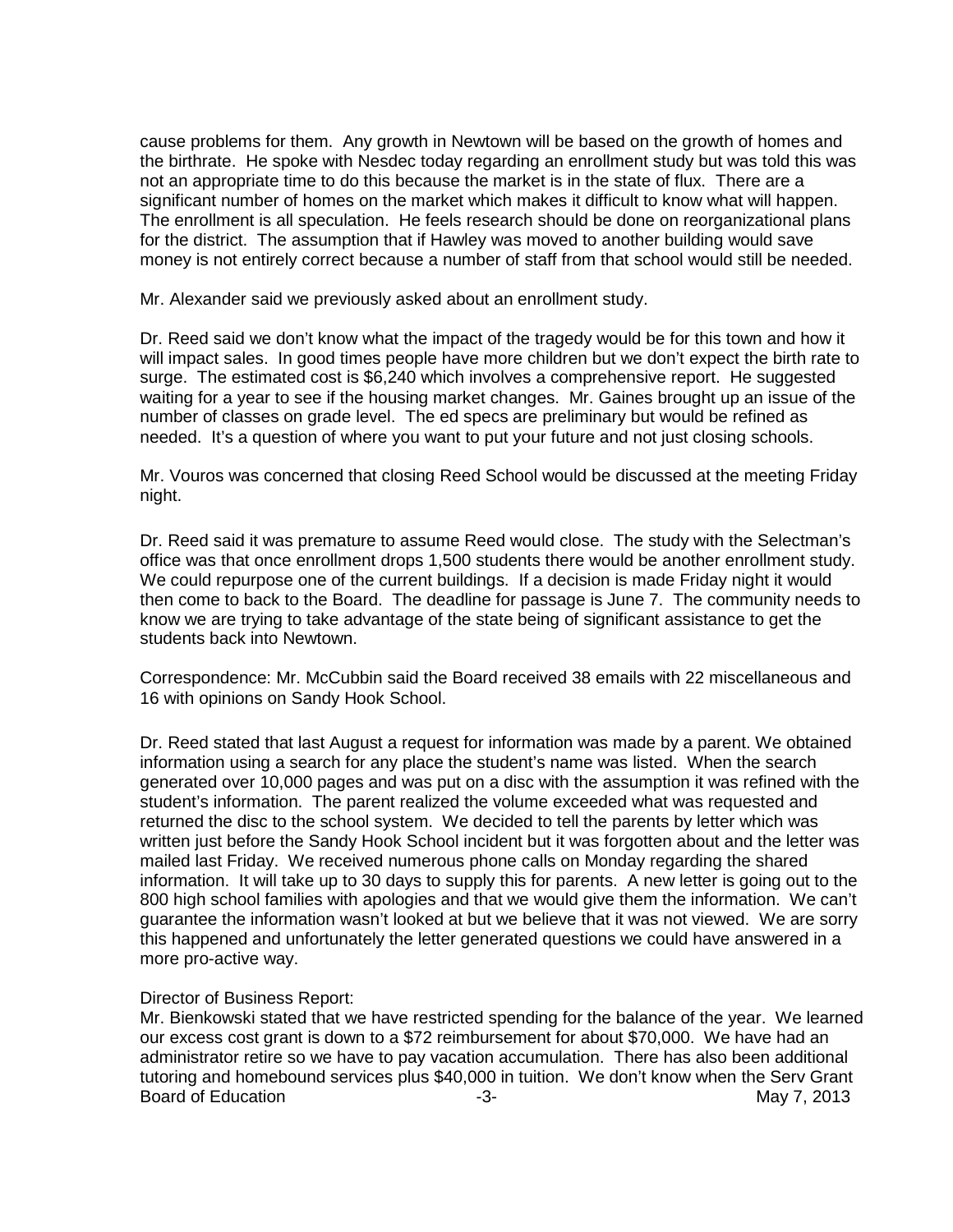cause problems for them. Any growth in Newtown will be based on the growth of homes and the birthrate. He spoke with Nesdec today regarding an enrollment study but was told this was not an appropriate time to do this because the market is in the state of flux. There are a significant number of homes on the market which makes it difficult to know what will happen. The enrollment is all speculation. He feels research should be done on reorganizational plans for the district. The assumption that if Hawley was moved to another building would save money is not entirely correct because a number of staff from that school would still be needed.

Mr. Alexander said we previously asked about an enrollment study.

Dr. Reed said we don't know what the impact of the tragedy would be for this town and how it will impact sales. In good times people have more children but we don't expect the birth rate to surge. The estimated cost is $6,240 which involves a comprehensive report. He suggested waiting for a year to see if the housing market changes. Mr. Gaines brought up an issue of the number of classes on grade level. The ed specs are preliminary but would be refined as needed. It's a question of where you want to put your future and not just closing schools.

Mr. Vouros was concerned that closing Reed School would be discussed at the meeting Friday night.

Dr. Reed said it was premature to assume Reed would close. The study with the Selectman's office was that once enrollment drops 1,500 students there would be another enrollment study. We could repurpose one of the current buildings. If a decision is made Friday night it would then come to back to the Board. The deadline for passage is June 7. The community needs to know we are trying to take advantage of the state being of significant assistance to get the students back into Newtown.

Correspondence: Mr. McCubbin said the Board received 38 emails with 22 miscellaneous and 16 with opinions on Sandy Hook School.

Dr. Reed stated that last August a request for information was made by a parent. We obtained information using a search for any place the student's name was listed. When the search generated over 10,000 pages and was put on a disc with the assumption it was refined with the student's information. The parent realized the volume exceeded what was requested and returned the disc to the school system. We decided to tell the parents by letter which was written just before the Sandy Hook School incident but it was forgotten about and the letter was mailed last Friday. We received numerous phone calls on Monday regarding the shared information. It will take up to 30 days to supply this for parents. A new letter is going out to the 800 high school families with apologies and that we would give them the information. We can't guarantee the information wasn't looked at but we believe that it was not viewed. We are sorry this happened and unfortunately the letter generated questions we could have answered in a more pro-active way.

Director of Business Report:
Mr. Bienkowski stated that we have restricted spending for the balance of the year. We learned our excess cost grant is down to a $72 reimbursement for about $70,000. We have had an administrator retire so we have to pay vacation accumulation. There has also been additional tutoring and homebound services plus $40,000 in tuition. We don't know when the Serv Grant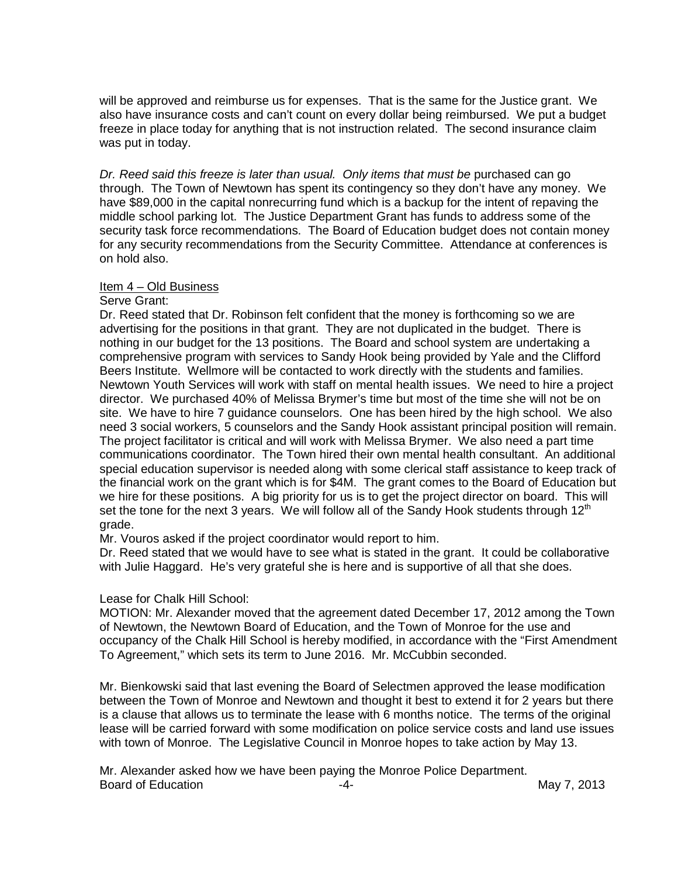will be approved and reimburse us for expenses. That is the same for the Justice grant. We also have insurance costs and can't count on every dollar being reimbursed. We put a budget freeze in place today for anything that is not instruction related. The second insurance claim was put in today.

*Dr. Reed said this freeze is later than usual. Only items that must be* purchased can go through. The Town of Newtown has spent its contingency so they don't have any money. We have $89,000 in the capital nonrecurring fund which is a backup for the intent of repaving the middle school parking lot. The Justice Department Grant has funds to address some of the security task force recommendations. The Board of Education budget does not contain money for any security recommendations from the Security Committee. Attendance at conferences is on hold also.

Item 4 – Old Business

Serve Grant:

Dr. Reed stated that Dr. Robinson felt confident that the money is forthcoming so we are advertising for the positions in that grant. They are not duplicated in the budget. There is nothing in our budget for the 13 positions. The Board and school system are undertaking a comprehensive program with services to Sandy Hook being provided by Yale and the Clifford Beers Institute. Wellmore will be contacted to work directly with the students and families. Newtown Youth Services will work with staff on mental health issues. We need to hire a project director. We purchased 40% of Melissa Brymer's time but most of the time she will not be on site. We have to hire 7 guidance counselors. One has been hired by the high school. We also need 3 social workers, 5 counselors and the Sandy Hook assistant principal position will remain. The project facilitator is critical and will work with Melissa Brymer. We also need a part time communications coordinator. The Town hired their own mental health consultant. An additional special education supervisor is needed along with some clerical staff assistance to keep track of the financial work on the grant which is for $4M. The grant comes to the Board of Education but we hire for these positions. A big priority for us is to get the project director on board. This will set the tone for the next 3 years. We will follow all of the Sandy Hook students through 12th grade.

Mr. Vouros asked if the project coordinator would report to him.

Dr. Reed stated that we would have to see what is stated in the grant. It could be collaborative with Julie Haggard. He's very grateful she is here and is supportive of all that she does.

Lease for Chalk Hill School:

MOTION: Mr. Alexander moved that the agreement dated December 17, 2012 among the Town of Newtown, the Newtown Board of Education, and the Town of Monroe for the use and occupancy of the Chalk Hill School is hereby modified, in accordance with the "First Amendment To Agreement," which sets its term to June 2016. Mr. McCubbin seconded.

Mr. Bienkowski said that last evening the Board of Selectmen approved the lease modification between the Town of Monroe and Newtown and thought it best to extend it for 2 years but there is a clause that allows us to terminate the lease with 6 months notice. The terms of the original lease will be carried forward with some modification on police service costs and land use issues with town of Monroe. The Legislative Council in Monroe hopes to take action by May 13.

Mr. Alexander asked how we have been paying the Monroe Police Department.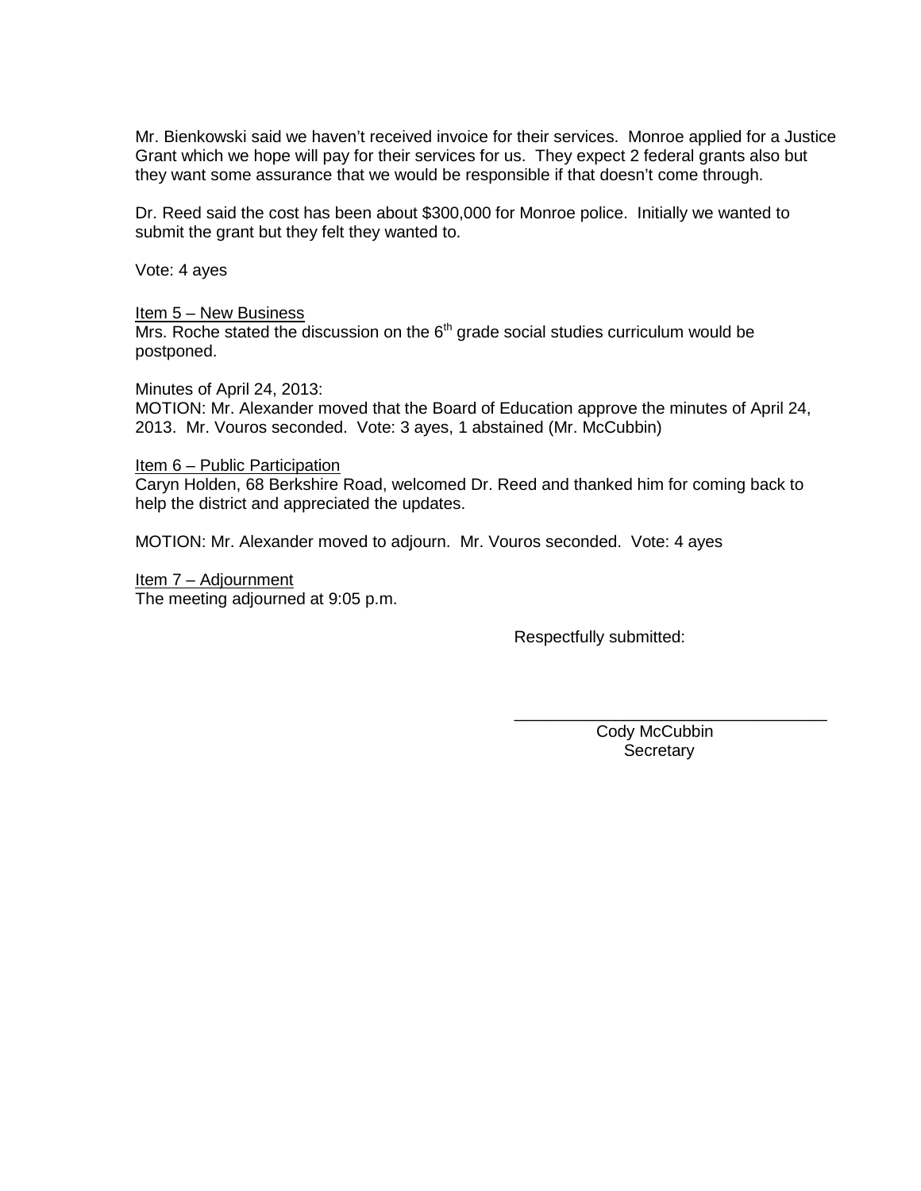Mr. Bienkowski said we haven't received invoice for their services. Monroe applied for a Justice Grant which we hope will pay for their services for us. They expect 2 federal grants also but they want some assurance that we would be responsible if that doesn't come through.

Dr. Reed said the cost has been about $300,000 for Monroe police. Initially we wanted to submit the grant but they felt they wanted to.

Vote: 4 ayes

<u>Item 5 – New Business</u>
Mrs. Roche stated the discussion on the 6th grade social studies curriculum would be postponed.

Minutes of April 24, 2013:
MOTION: Mr. Alexander moved that the Board of Education approve the minutes of April 24, 2013. Mr. Vouros seconded. Vote: 3 ayes, 1 abstained (Mr. McCubbin)

<u>Item 6 – Public Participation</u>
Caryn Holden, 68 Berkshire Road, welcomed Dr. Reed and thanked him for coming back to help the district and appreciated the updates.

MOTION: Mr. Alexander moved to adjourn. Mr. Vouros seconded. Vote: 4 ayes

<u>Item 7 – Adjournment</u>
The meeting adjourned at 9:05 p.m.

Respectfully submitted:

\_\_\_\_\_\_\_\_\_\_\_\_\_\_\_\_\_\_\_\_\_\_\_\_\_\_\_\_\_\_\_\_\_\_\_

Cody McCubbin
Secretary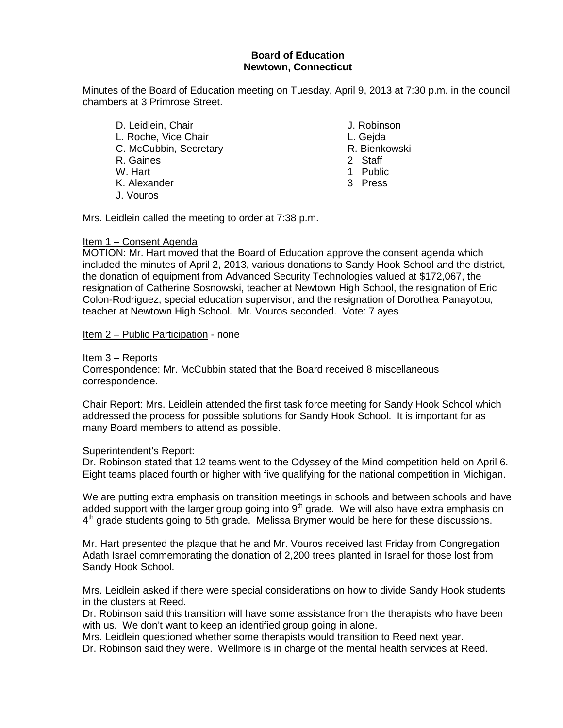**Board of Education**
**Newtown, Connecticut**

Minutes of the Board of Education meeting on Tuesday, April 9, 2013 at 7:30 p.m. in the council chambers at 3 Primrose Street.

D. Leidlein, Chair
L. Roche, Vice Chair
C. McCubbin, Secretary
R. Gaines
W. Hart
K. Alexander
J. Vouros

J. Robinson
L. Gejda
R. Bienkowski
2 Staff
1 Public
3 Press

Mrs. Leidlein called the meeting to order at 7:38 p.m.

Item 1 – Consent Agenda
MOTION: Mr. Hart moved that the Board of Education approve the consent agenda which included the minutes of April 2, 2013, various donations to Sandy Hook School and the district, the donation of equipment from Advanced Security Technologies valued at $172,067, the resignation of Catherine Sosnowski, teacher at Newtown High School, the resignation of Eric Colon-Rodriguez, special education supervisor, and the resignation of Dorothea Panayotou, teacher at Newtown High School. Mr. Vouros seconded. Vote: 7 ayes

Item 2 – Public Participation - none

Item 3 – Reports
Correspondence: Mr. McCubbin stated that the Board received 8 miscellaneous correspondence.

Chair Report: Mrs. Leidlein attended the first task force meeting for Sandy Hook School which addressed the process for possible solutions for Sandy Hook School. It is important for as many Board members to attend as possible.

Superintendent's Report:
Dr. Robinson stated that 12 teams went to the Odyssey of the Mind competition held on April 6. Eight teams placed fourth or higher with five qualifying for the national competition in Michigan.

We are putting extra emphasis on transition meetings in schools and between schools and have added support with the larger group going into 9th grade. We will also have extra emphasis on 4th grade students going to 5th grade. Melissa Brymer would be here for these discussions.

Mr. Hart presented the plaque that he and Mr. Vouros received last Friday from Congregation Adath Israel commemorating the donation of 2,200 trees planted in Israel for those lost from Sandy Hook School.

Mrs. Leidlein asked if there were special considerations on how to divide Sandy Hook students in the clusters at Reed.
Dr. Robinson said this transition will have some assistance from the therapists who have been with us. We don't want to keep an identified group going in alone.
Mrs. Leidlein questioned whether some therapists would transition to Reed next year.
Dr. Robinson said they were. Wellmore is in charge of the mental health services at Reed.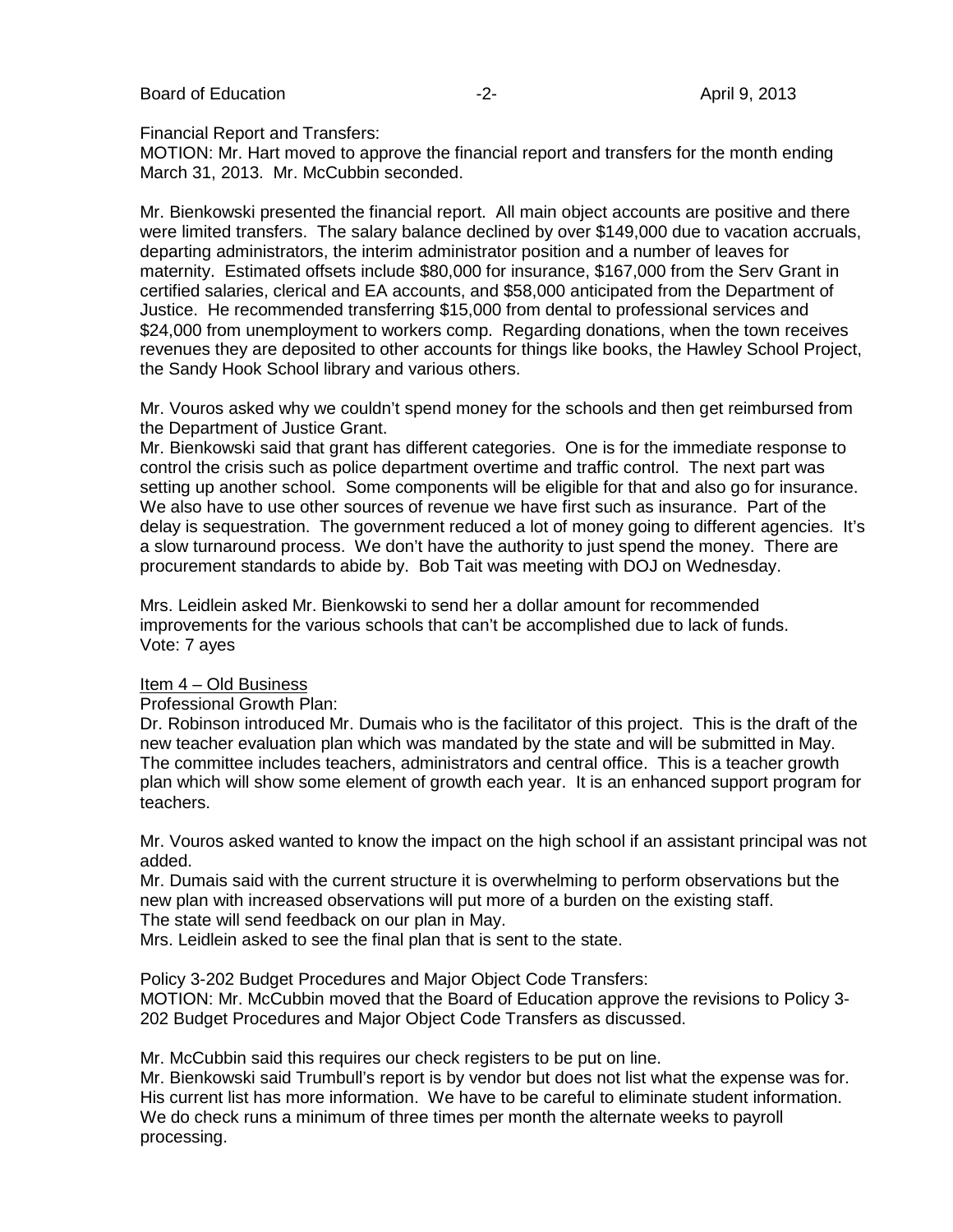Financial Report and Transfers:
MOTION: Mr. Hart moved to approve the financial report and transfers for the month ending March 31, 2013. Mr. McCubbin seconded.

Mr. Bienkowski presented the financial report. All main object accounts are positive and there were limited transfers. The salary balance declined by over $149,000 due to vacation accruals, departing administrators, the interim administrator position and a number of leaves for maternity. Estimated offsets include $80,000 for insurance, $167,000 from the Serv Grant in certified salaries, clerical and EA accounts, and $58,000 anticipated from the Department of Justice. He recommended transferring $15,000 from dental to professional services and $24,000 from unemployment to workers comp. Regarding donations, when the town receives revenues they are deposited to other accounts for things like books, the Hawley School Project, the Sandy Hook School library and various others.

Mr. Vouros asked why we couldn't spend money for the schools and then get reimbursed from the Department of Justice Grant.
Mr. Bienkowski said that grant has different categories. One is for the immediate response to control the crisis such as police department overtime and traffic control. The next part was setting up another school. Some components will be eligible for that and also go for insurance. We also have to use other sources of revenue we have first such as insurance. Part of the delay is sequestration. The government reduced a lot of money going to different agencies. It's a slow turnaround process. We don't have the authority to just spend the money. There are procurement standards to abide by. Bob Tait was meeting with DOJ on Wednesday.

Mrs. Leidlein asked Mr. Bienkowski to send her a dollar amount for recommended improvements for the various schools that can't be accomplished due to lack of funds.
Vote: 7 ayes

Item 4 – Old Business
Professional Growth Plan:
Dr. Robinson introduced Mr. Dumais who is the facilitator of this project. This is the draft of the new teacher evaluation plan which was mandated by the state and will be submitted in May. The committee includes teachers, administrators and central office. This is a teacher growth plan which will show some element of growth each year. It is an enhanced support program for teachers.

Mr. Vouros asked wanted to know the impact on the high school if an assistant principal was not added.
Mr. Dumais said with the current structure it is overwhelming to perform observations but the new plan with increased observations will put more of a burden on the existing staff.
The state will send feedback on our plan in May.
Mrs. Leidlein asked to see the final plan that is sent to the state.

Policy 3-202 Budget Procedures and Major Object Code Transfers:
MOTION: Mr. McCubbin moved that the Board of Education approve the revisions to Policy 3-202 Budget Procedures and Major Object Code Transfers as discussed.

Mr. McCubbin said this requires our check registers to be put on line.
Mr. Bienkowski said Trumbull's report is by vendor but does not list what the expense was for. His current list has more information. We have to be careful to eliminate student information. We do check runs a minimum of three times per month the alternate weeks to payroll processing.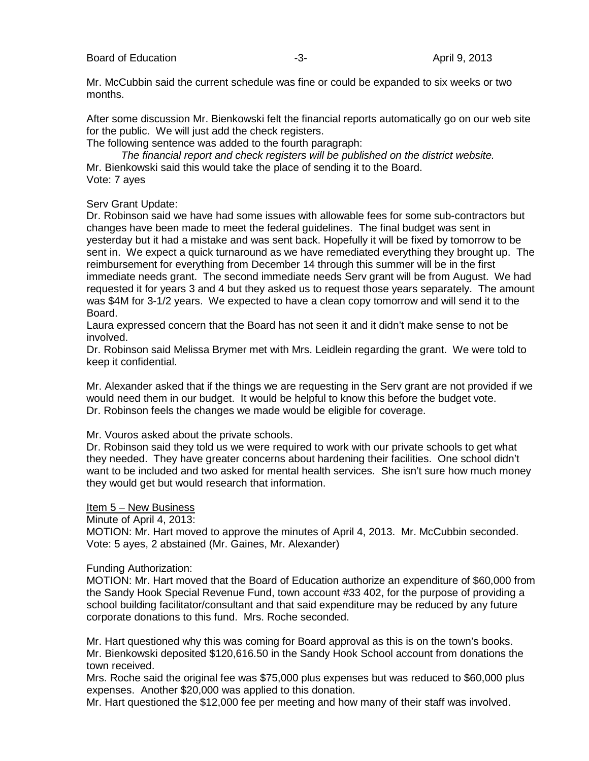Mr. McCubbin said the current schedule was fine or could be expanded to six weeks or two months.

After some discussion Mr. Bienkowski felt the financial reports automatically go on our web site for the public. We will just add the check registers.
The following sentence was added to the fourth paragraph:

*The financial report and check registers will be published on the district website.*

Mr. Bienkowski said this would take the place of sending it to the Board.
Vote: 7 ayes

Serv Grant Update:
Dr. Robinson said we have had some issues with allowable fees for some sub-contractors but changes have been made to meet the federal guidelines. The final budget was sent in yesterday but it had a mistake and was sent back. Hopefully it will be fixed by tomorrow to be sent in. We expect a quick turnaround as we have remediated everything they brought up. The reimbursement for everything from December 14 through this summer will be in the first immediate needs grant. The second immediate needs Serv grant will be from August. We had requested it for years 3 and 4 but they asked us to request those years separately. The amount was $4M for 3-1/2 years. We expected to have a clean copy tomorrow and will send it to the Board.
Laura expressed concern that the Board has not seen it and it didn't make sense to not be involved.
Dr. Robinson said Melissa Brymer met with Mrs. Leidlein regarding the grant. We were told to keep it confidential.

Mr. Alexander asked that if the things we are requesting in the Serv grant are not provided if we would need them in our budget. It would be helpful to know this before the budget vote.
Dr. Robinson feels the changes we made would be eligible for coverage.

Mr. Vouros asked about the private schools.
Dr. Robinson said they told us we were required to work with our private schools to get what they needed. They have greater concerns about hardening their facilities. One school didn't want to be included and two asked for mental health services. She isn't sure how much money they would get but would research that information.

Item 5 – New Business

Minute of April 4, 2013:
MOTION: Mr. Hart moved to approve the minutes of April 4, 2013. Mr. McCubbin seconded.
Vote: 5 ayes, 2 abstained (Mr. Gaines, Mr. Alexander)

Funding Authorization:
MOTION: Mr. Hart moved that the Board of Education authorize an expenditure of $60,000 from the Sandy Hook Special Revenue Fund, town account #33 402, for the purpose of providing a school building facilitator/consultant and that said expenditure may be reduced by any future corporate donations to this fund. Mrs. Roche seconded.

Mr. Hart questioned why this was coming for Board approval as this is on the town's books.
Mr. Bienkowski deposited $120,616.50 in the Sandy Hook School account from donations the town received.
Mrs. Roche said the original fee was $75,000 plus expenses but was reduced to $60,000 plus expenses. Another $20,000 was applied to this donation.
Mr. Hart questioned the $12,000 fee per meeting and how many of their staff was involved.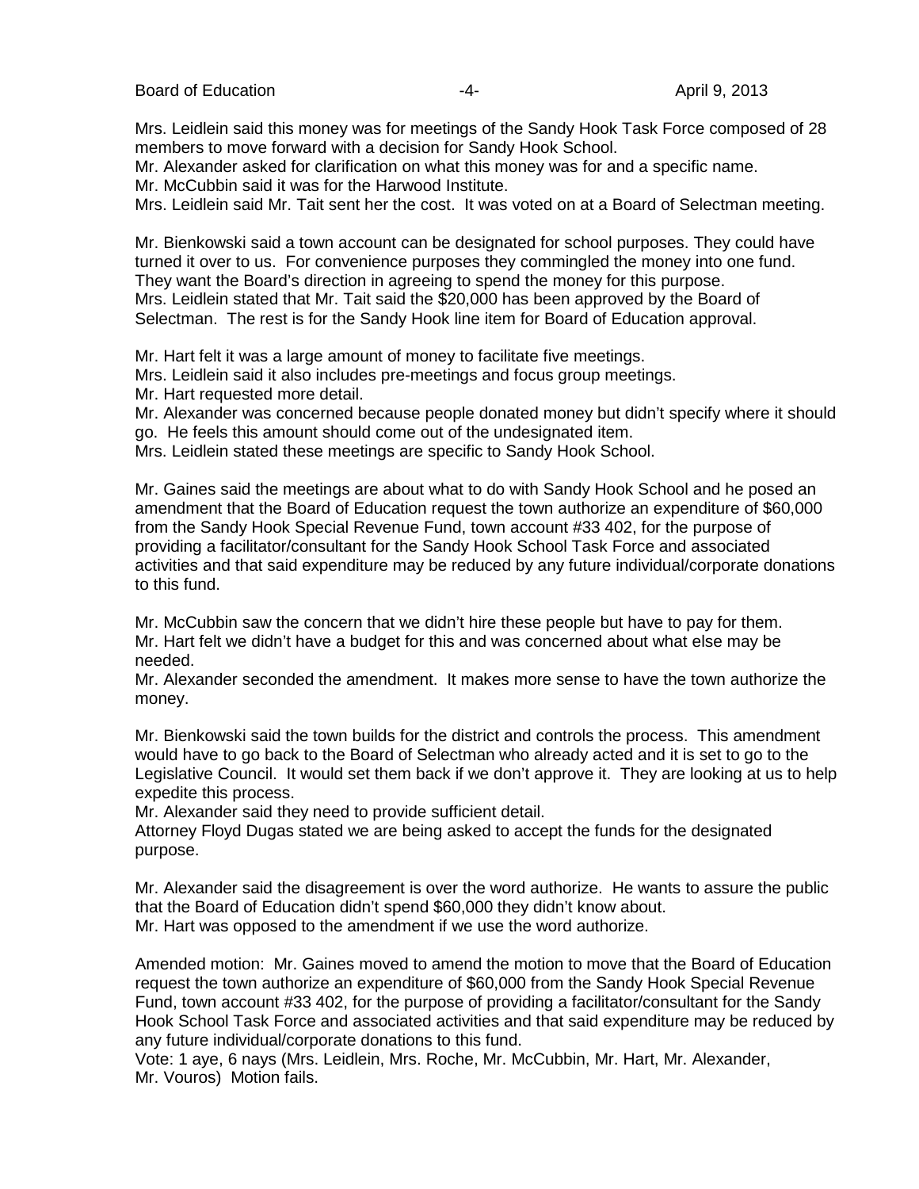Mrs. Leidlein said this money was for meetings of the Sandy Hook Task Force composed of 28 members to move forward with a decision for Sandy Hook School.

Mr. Alexander asked for clarification on what this money was for and a specific name.

Mr. McCubbin said it was for the Harwood Institute.

Mrs. Leidlein said Mr. Tait sent her the cost. It was voted on at a Board of Selectman meeting.

Mr. Bienkowski said a town account can be designated for school purposes. They could have turned it over to us. For convenience purposes they commingled the money into one fund. They want the Board's direction in agreeing to spend the money for this purpose.

Mrs. Leidlein stated that Mr. Tait said the $20,000 has been approved by the Board of Selectman. The rest is for the Sandy Hook line item for Board of Education approval.

Mr. Hart felt it was a large amount of money to facilitate five meetings.

Mrs. Leidlein said it also includes pre-meetings and focus group meetings.

Mr. Hart requested more detail.

Mr. Alexander was concerned because people donated money but didn't specify where it should go. He feels this amount should come out of the undesignated item.

Mrs. Leidlein stated these meetings are specific to Sandy Hook School.

Mr. Gaines said the meetings are about what to do with Sandy Hook School and he posed an amendment that the Board of Education request the town authorize an expenditure of $60,000 from the Sandy Hook Special Revenue Fund, town account #33 402, for the purpose of providing a facilitator/consultant for the Sandy Hook School Task Force and associated activities and that said expenditure may be reduced by any future individual/corporate donations to this fund.

Mr. McCubbin saw the concern that we didn't hire these people but have to pay for them.

Mr. Hart felt we didn't have a budget for this and was concerned about what else may be needed.

Mr. Alexander seconded the amendment. It makes more sense to have the town authorize the money.

Mr. Bienkowski said the town builds for the district and controls the process. This amendment would have to go back to the Board of Selectman who already acted and it is set to go to the Legislative Council. It would set them back if we don't approve it. They are looking at us to help expedite this process.

Mr. Alexander said they need to provide sufficient detail.

Attorney Floyd Dugas stated we are being asked to accept the funds for the designated purpose.

Mr. Alexander said the disagreement is over the word authorize. He wants to assure the public that the Board of Education didn't spend $60,000 they didn't know about.

Mr. Hart was opposed to the amendment if we use the word authorize.

Amended motion: Mr. Gaines moved to amend the motion to move that the Board of Education request the town authorize an expenditure of $60,000 from the Sandy Hook Special Revenue Fund, town account #33 402, for the purpose of providing a facilitator/consultant for the Sandy Hook School Task Force and associated activities and that said expenditure may be reduced by any future individual/corporate donations to this fund.

Vote: 1 aye, 6 nays (Mrs. Leidlein, Mrs. Roche, Mr. McCubbin, Mr. Hart, Mr. Alexander, Mr. Vouros) Motion fails.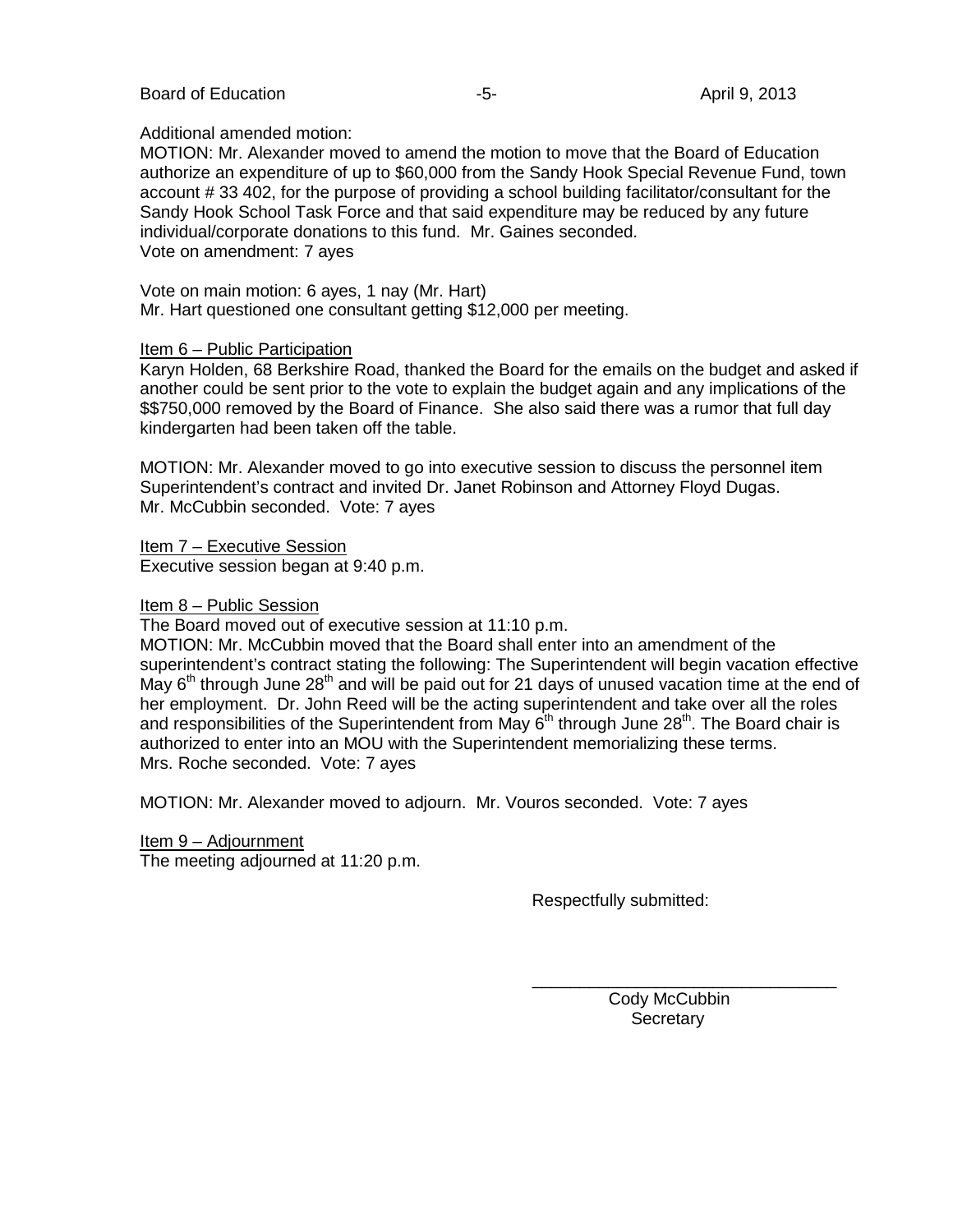Additional amended motion:
MOTION: Mr. Alexander moved to amend the motion to move that the Board of Education authorize an expenditure of up to $60,000 from the Sandy Hook Special Revenue Fund, town account # 33 402, for the purpose of providing a school building facilitator/consultant for the Sandy Hook School Task Force and that said expenditure may be reduced by any future individual/corporate donations to this fund. Mr. Gaines seconded.
Vote on amendment: 7 ayes

Vote on main motion: 6 ayes, 1 nay (Mr. Hart)
Mr. Hart questioned one consultant getting $12,000 per meeting.

Item 6 – Public Participation
Karyn Holden, 68 Berkshire Road, thanked the Board for the emails on the budget and asked if another could be sent prior to the vote to explain the budget again and any implications of the $$750,000 removed by the Board of Finance. She also said there was a rumor that full day kindergarten had been taken off the table.

MOTION: Mr. Alexander moved to go into executive session to discuss the personnel item Superintendent's contract and invited Dr. Janet Robinson and Attorney Floyd Dugas. Mr. McCubbin seconded. Vote: 7 ayes

Item 7 – Executive Session
Executive session began at 9:40 p.m.

Item 8 – Public Session
The Board moved out of executive session at 11:10 p.m.
MOTION: Mr. McCubbin moved that the Board shall enter into an amendment of the superintendent's contract stating the following: The Superintendent will begin vacation effective May 6th through June 28th and will be paid out for 21 days of unused vacation time at the end of her employment. Dr. John Reed will be the acting superintendent and take over all the roles and responsibilities of the Superintendent from May 6th through June 28th. The Board chair is authorized to enter into an MOU with the Superintendent memorializing these terms.
Mrs. Roche seconded. Vote: 7 ayes

MOTION: Mr. Alexander moved to adjourn. Mr. Vouros seconded. Vote: 7 ayes

Item 9 – Adjournment
The meeting adjourned at 11:20 p.m.

Respectfully submitted:

\_\_\_\_\_\_\_\_\_\_\_\_\_\_\_\_\_\_\_\_\_\_\_\_\_\_\_\_\_\_\_\_

Cody McCubbin
Secretary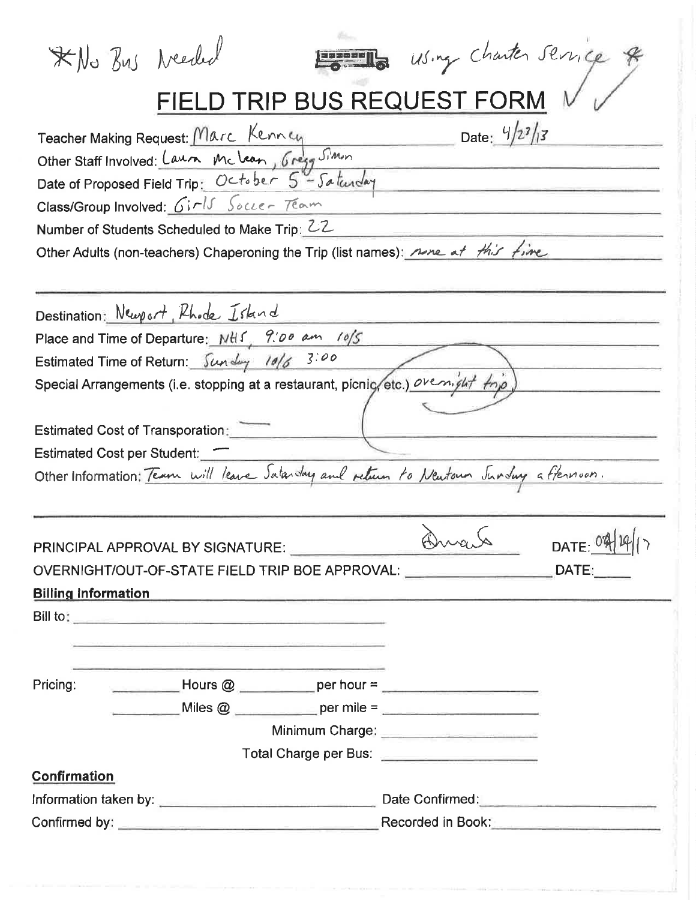*No Bus Needed — using Charter Service*

# FIELD TRIP BUS REQUEST FORM

Teacher Making Request: Marc Kenney  Date: 4/23/13

Other Staff Involved: Laura McLean, Gregg Simon

Date of Proposed Field Trip: October 5 - Saturday

Class/Group Involved: Girls Soccer Team

Number of Students Scheduled to Make Trip: 22

Other Adults (non-teachers) Chaperoning the Trip (list names): none at this time

---

Destination: Newport, Rhode Island

Place and Time of Departure: NHS, 9:00 am 10/5

Estimated Time of Return: Sunday 10/6 3:00

Special Arrangements (i.e. stopping at a restaurant, picnic, etc.) overnight trip

Estimated Cost of Transporation: —

Estimated Cost per Student: —

Other Information: Team will leave Saturday and return to Newtown Sunday afternoon.

---

PRINCIPAL APPROVAL BY SIGNATURE: [signature]  DATE: 04/24/13

OVERNIGHT/OUT-OF-STATE FIELD TRIP BOE APPROVAL: ____________ DATE: ____

**Billing Information**

Bill to: ____________

Pricing: ______ Hours @ ______ per hour = ______

______ Miles @ ______ per mile = ______

Minimum Charge: ______

Total Charge per Bus: ______

**Confirmation**

Information taken by: ____________ Date Confirmed: ____________

Confirmed by: ____________ Recorded in Book: ____________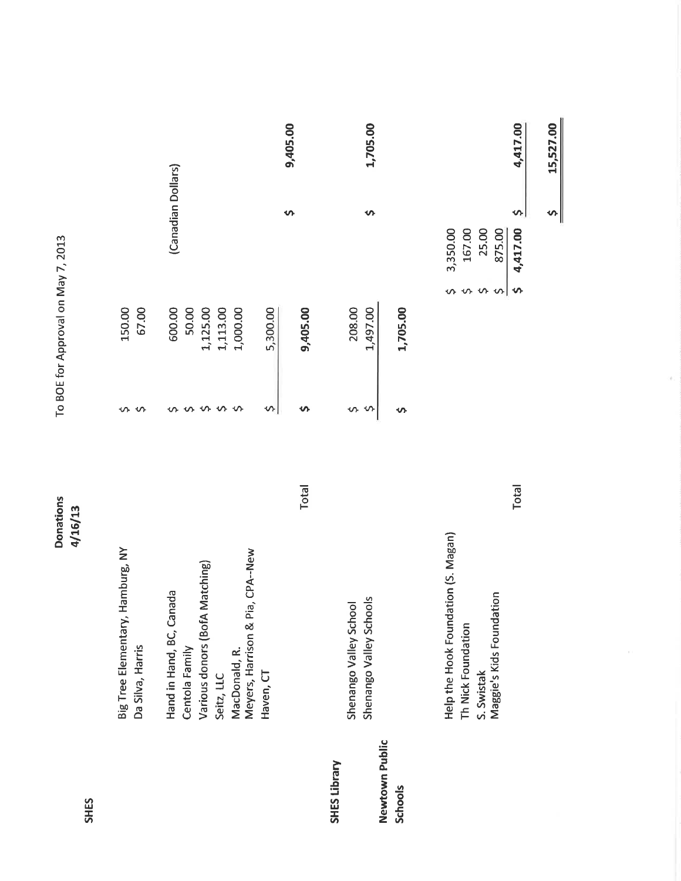**Donations**
**4/16/13**

To BOE for Approval on May 7, 2013

| Section | Donor | Amount | Amount | Note | Total |
|---|---|---|---|---|---|
| **SHES** | Big Tree Elementary, Hamburg, NY | $ 150.00 | | | |
| | Da Silva, Harris | $ 67.00 | | | |
| | Hand in Hand, BC, Canada | $ 600.00 | | (Canadian Dollars) | |
| | Centola Family | $ 50.00 | | | |
| | Various donors (BofA Matching) | $ 1,125.00 | | | |
| | Seitz, LLC | $ 1,113.00 | | | |
| | MacDonald, R. | $ 1,000.00 | | | |
| | Meyers, Harrison & Pia, CPA--New Haven, CT | $ 5,300.00 | | | |
| | Total | $ 9,405.00 | | | $ 9,405.00 |
| **SHES Library** | Shenango Valley School | $ 208.00 | | | |
| | Shenango Valley Schools | $ 1,497.00 | | | |
| | | $ 1,705.00 | | | $ 1,705.00 |
| **Newtown Public Schools** | Help the Hook Foundation (S. Magan) | | $ 3,350.00 | | |
| | Th Nick Foundation | | $ 167.00 | | |
| | S. Swistak | | $ 25.00 | | |
| | Maggie's Kids Foundation | | $ 875.00 | | |
| | Total | | $ 4,417.00 | | $ 4,417.00 |
| | | | | | $ 15,527.00 |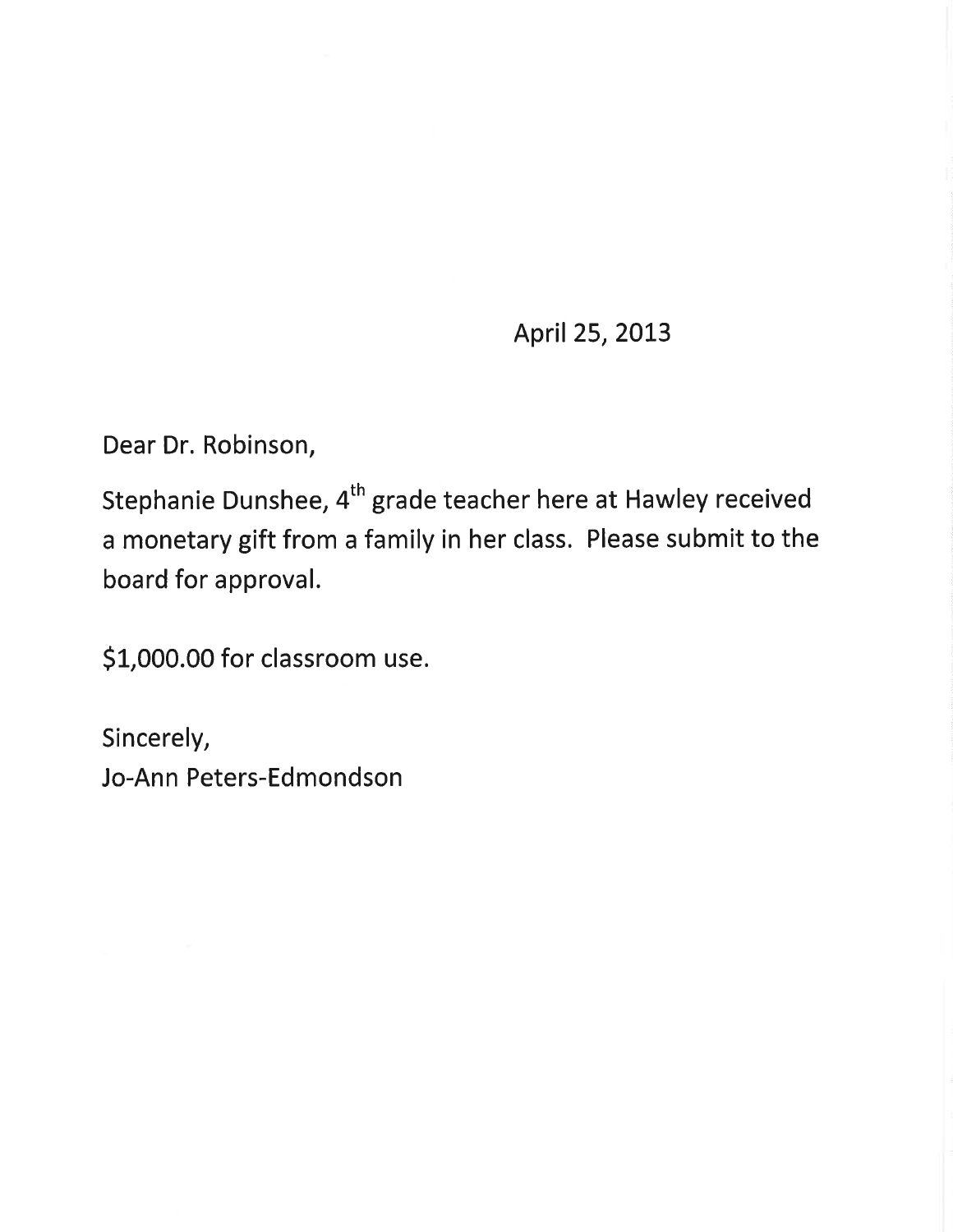April 25, 2013

Dear Dr. Robinson,

Stephanie Dunshee, 4th grade teacher here at Hawley received a monetary gift from a family in her class. Please submit to the board for approval.

$1,000.00 for classroom use.

Sincerely,
Jo-Ann Peters-Edmondson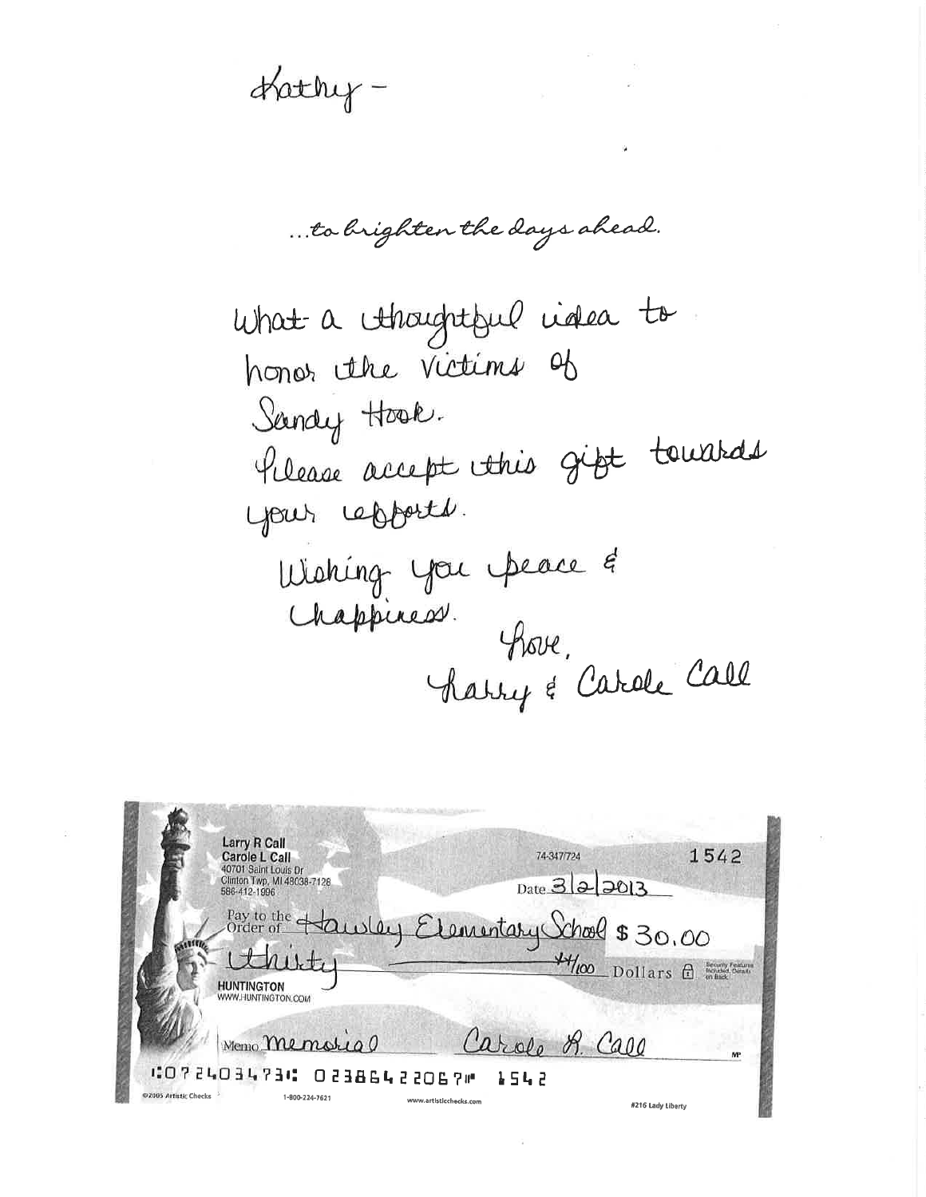Kathy -

...to brighten the days ahead.

What a thoughtful idea to honor the victims of Sandy Hook.
Please accept this gift towards your efforts.
Wishing you peace & happiness.

Love,
Larry & Carole Call

Larry R Call
Carole L Call
40701 Saint Louis Dr
Clinton Twp, MI 48038-7128
586-412-1996

74-347/724

1542

Date 3/2/2013

Pay to the Order of Hawley Elementary School $ 30.00

Thirty xx/100 Dollars

HUNTINGTON
WWW.HUNTINGTON.COM

Memo Memorial

Carole L. Call

⑆072403473⑆ 023864220671⑈ 1542

©2005 Artistic Checks 1-800-224-7621 www.artisticchecks.com #216 Lady Liberty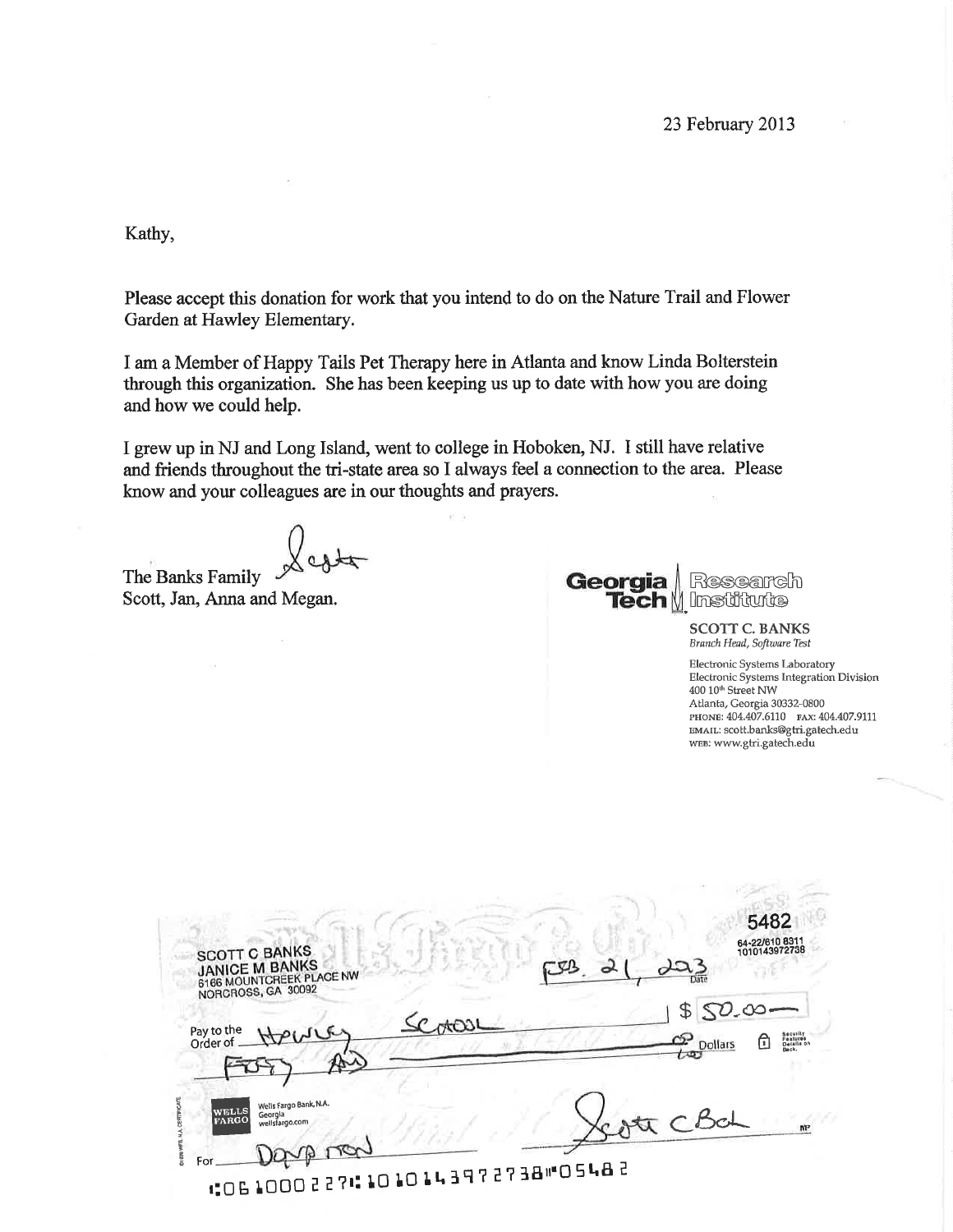23 February 2013

Kathy,

Please accept this donation for work that you intend to do on the Nature Trail and Flower Garden at Hawley Elementary.

I am a Member of Happy Tails Pet Therapy here in Atlanta and know Linda Bolterstein through this organization. She has been keeping us up to date with how you are doing and how we could help.

I grew up in NJ and Long Island, went to college in Hoboken, NJ. I still have relative and friends throughout the tri-state area so I always feel a connection to the area. Please know and your colleagues are in our thoughts and prayers.

Scott

The Banks Family
Scott, Jan, Anna and Megan.

Georgia Tech Research Institute

**SCOTT C. BANKS**
*Branch Head, Software Test*

Electronic Systems Laboratory
Electronic Systems Integration Division
400 10th Street NW
Atlanta, Georgia 30332-0800
PHONE: 404.407.6110 FAX: 404.407.9111
EMAIL: scott.banks@gtri.gatech.edu
WEB: www.gtri.gatech.edu

SCOTT C BANKS
JANICE M BANKS
6166 MOUNTCREEK PLACE NW
NORCROSS, GA 30092

5482
64-22/610 8311
1010143972738

Date: FEB. 21, 2013

Pay to the Order of: Hawley School

$ 50.00

Fifty and 00/100 Dollars

Wells Fargo Bank, N.A.
Georgia
wellsfargo.com

For: Donation

Scott C Banks

⑆061000227⑆ 1010143972738⑈05482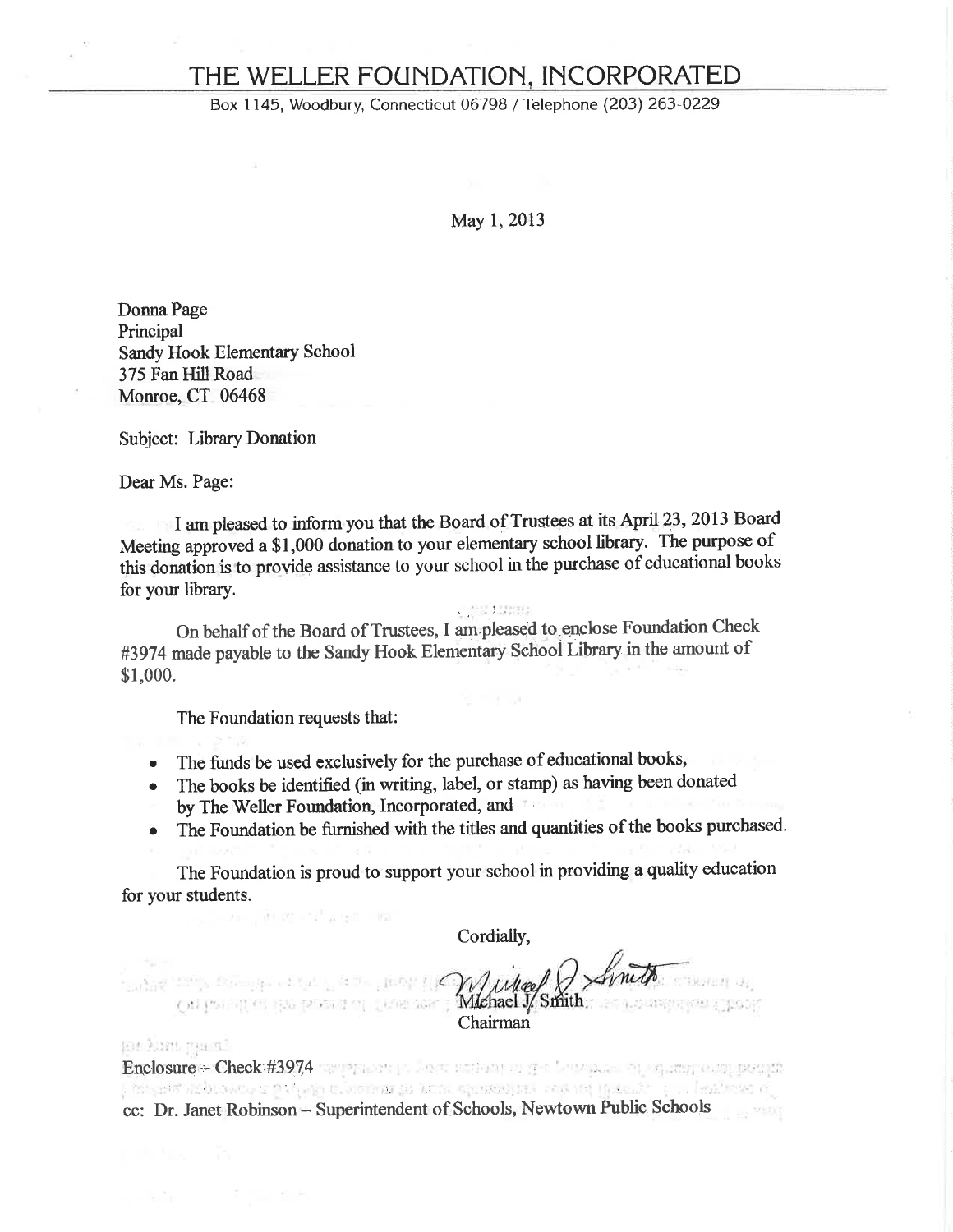# THE WELLER FOUNDATION, INCORPORATED

Box 1145, Woodbury, Connecticut 06798 / Telephone (203) 263-0229

May 1, 2013

Donna Page
Principal
Sandy Hook Elementary School
375 Fan Hill Road
Monroe, CT 06468

Subject: Library Donation

Dear Ms. Page:

I am pleased to inform you that the Board of Trustees at its April 23, 2013 Board Meeting approved a $1,000 donation to your elementary school library. The purpose of this donation is to provide assistance to your school in the purchase of educational books for your library.

On behalf of the Board of Trustees, I am pleased to enclose Foundation Check #3974 made payable to the Sandy Hook Elementary School Library in the amount of $1,000.

The Foundation requests that:

- The funds be used exclusively for the purchase of educational books,
- The books be identified (in writing, label, or stamp) as having been donated by The Weller Foundation, Incorporated, and
- The Foundation be furnished with the titles and quantities of the books purchased.

The Foundation is proud to support your school in providing a quality education for your students.

Cordially,

Michael J. Smith
Chairman

Enclosure – Check #3974

cc: Dr. Janet Robinson – Superintendent of Schools, Newtown Public Schools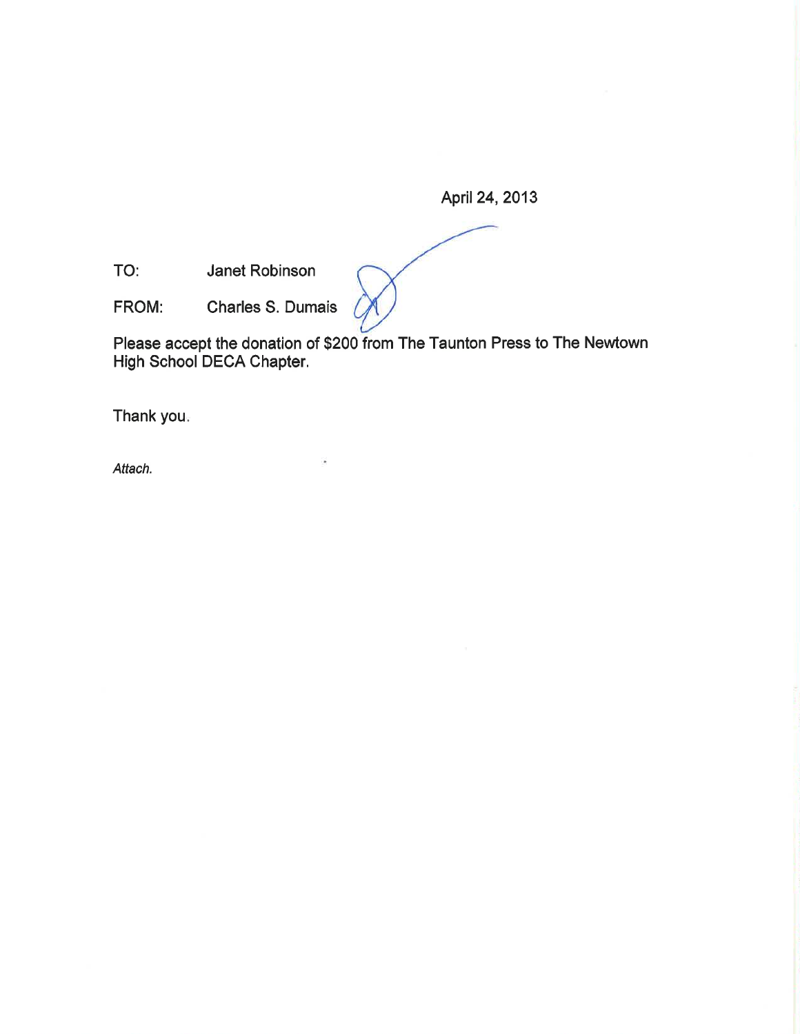April 24, 2013

TO: Janet Robinson

FROM: Charles S. Dumais

Please accept the donation of $200 from The Taunton Press to The Newtown High School DECA Chapter.

Thank you.

*Attach.*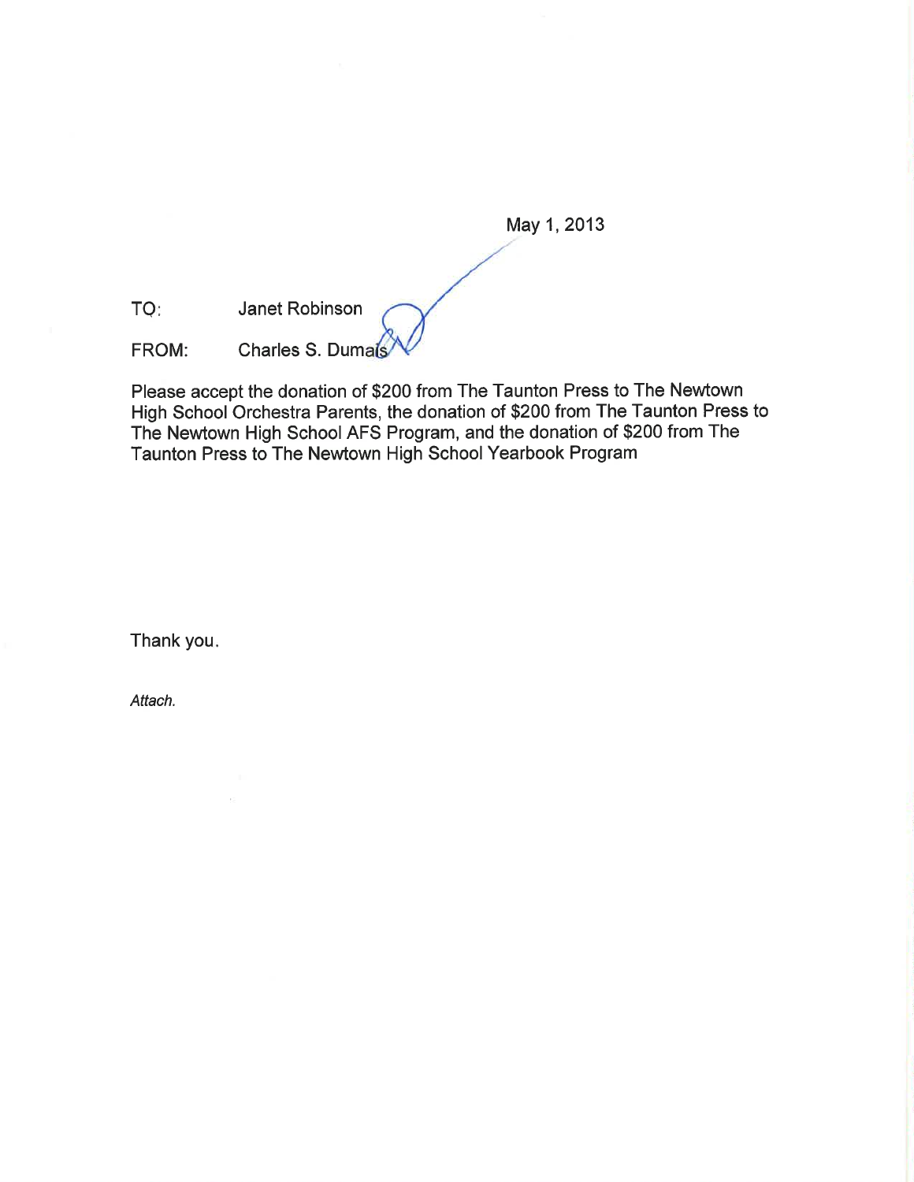May 1, 2013

TO: Janet Robinson

FROM: Charles S. Dumais

Please accept the donation of $200 from The Taunton Press to The Newtown High School Orchestra Parents, the donation of $200 from The Taunton Press to The Newtown High School AFS Program, and the donation of $200 from The Taunton Press to The Newtown High School Yearbook Program

Thank you.

*Attach.*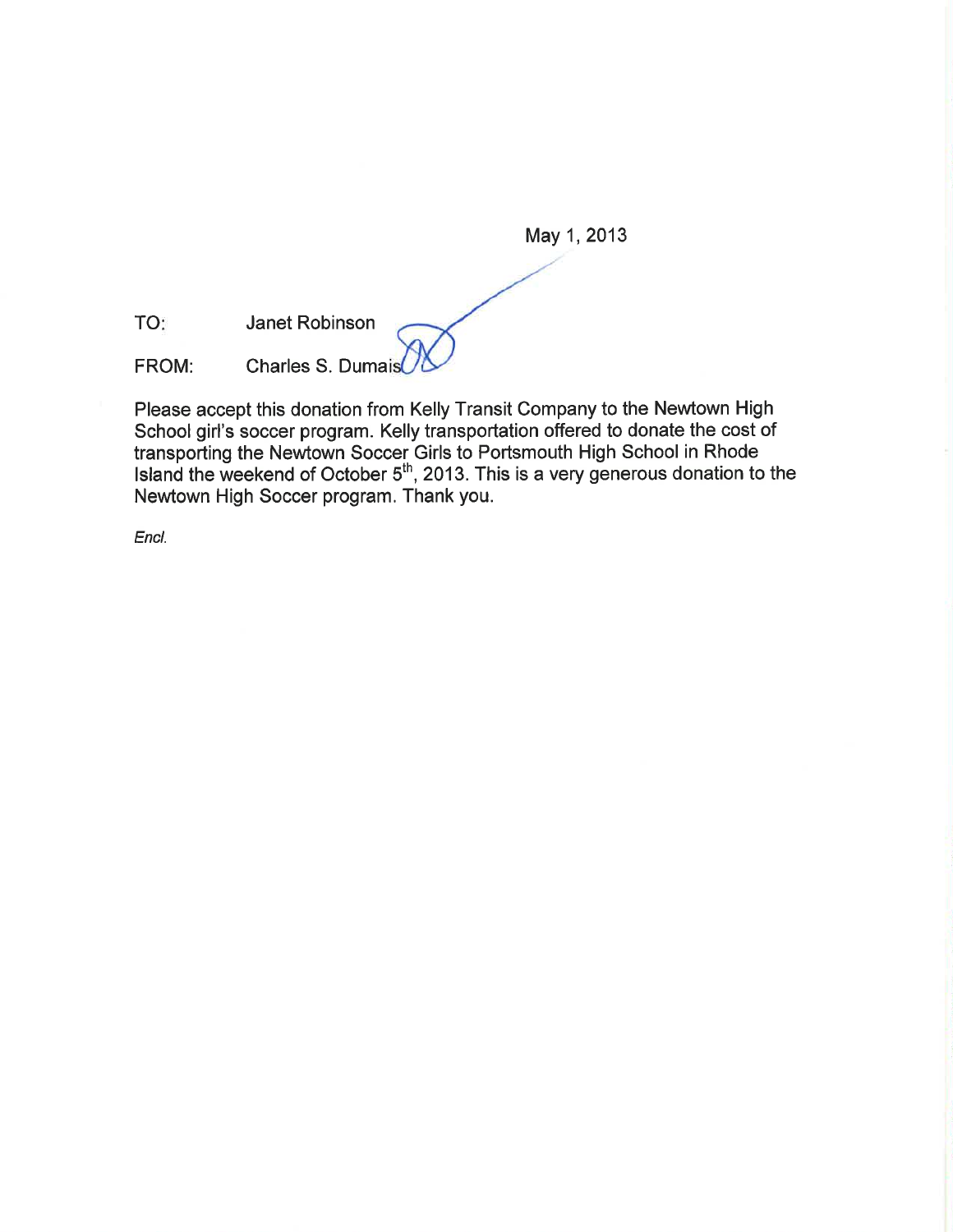May 1, 2013

TO: Janet Robinson

FROM: Charles S. Dumais

Please accept this donation from Kelly Transit Company to the Newtown High School girl's soccer program. Kelly transportation offered to donate the cost of transporting the Newtown Soccer Girls to Portsmouth High School in Rhode Island the weekend of October 5th, 2013. This is a very generous donation to the Newtown High Soccer program. Thank you.

*Encl.*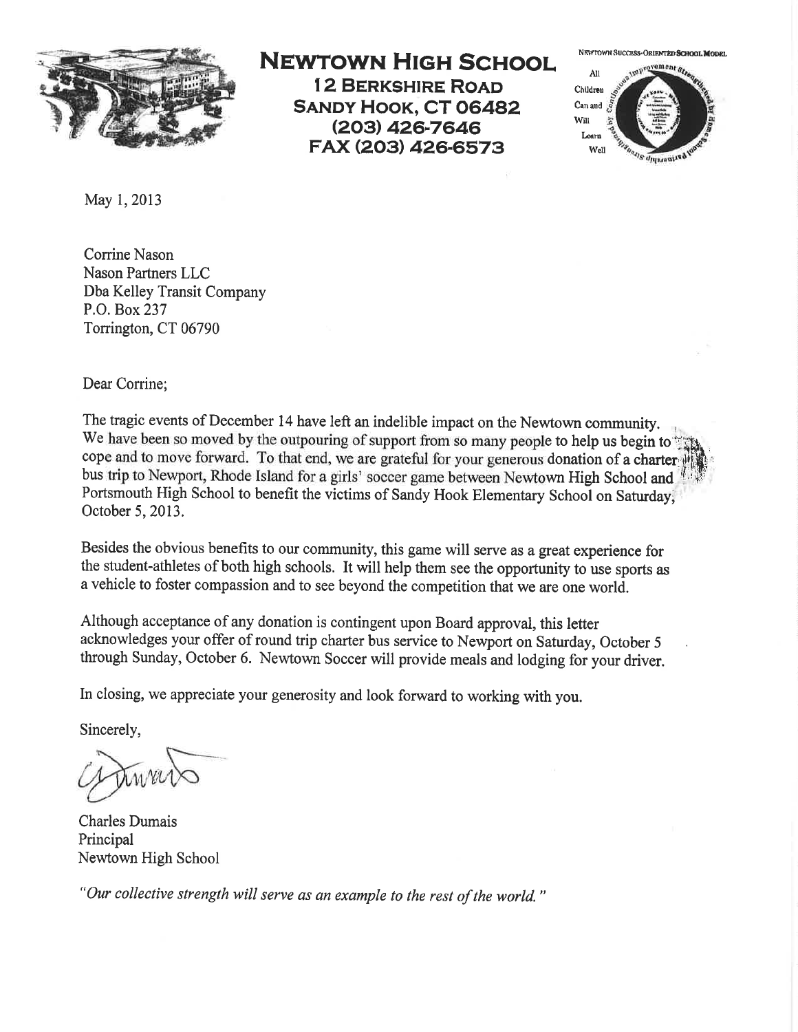# NEWTOWN HIGH SCHOOL

**12 BERKSHIRE ROAD**
**SANDY HOOK, CT 06482**
**(203) 426-7646**
**FAX (203) 426-6573**

NEWTOWN SUCCESS-ORIENTED SCHOOL MODEL

All Children Can and Will Learn Well

May 1, 2013

Corrine Nason
Nason Partners LLC
Dba Kelley Transit Company
P.O. Box 237
Torrington, CT 06790

Dear Corrine;

The tragic events of December 14 have left an indelible impact on the Newtown community. We have been so moved by the outpouring of support from so many people to help us begin to cope and to move forward. To that end, we are grateful for your generous donation of a charter bus trip to Newport, Rhode Island for a girls' soccer game between Newtown High School and Portsmouth High School to benefit the victims of Sandy Hook Elementary School on Saturday, October 5, 2013.

Besides the obvious benefits to our community, this game will serve as a great experience for the student-athletes of both high schools. It will help them see the opportunity to use sports as a vehicle to foster compassion and to see beyond the competition that we are one world.

Although acceptance of any donation is contingent upon Board approval, this letter acknowledges your offer of round trip charter bus service to Newport on Saturday, October 5 through Sunday, October 6. Newtown Soccer will provide meals and lodging for your driver.

In closing, we appreciate your generosity and look forward to working with you.

Sincerely,

Charles Dumais
Principal
Newtown High School

*"Our collective strength will serve as an example to the rest of the world."*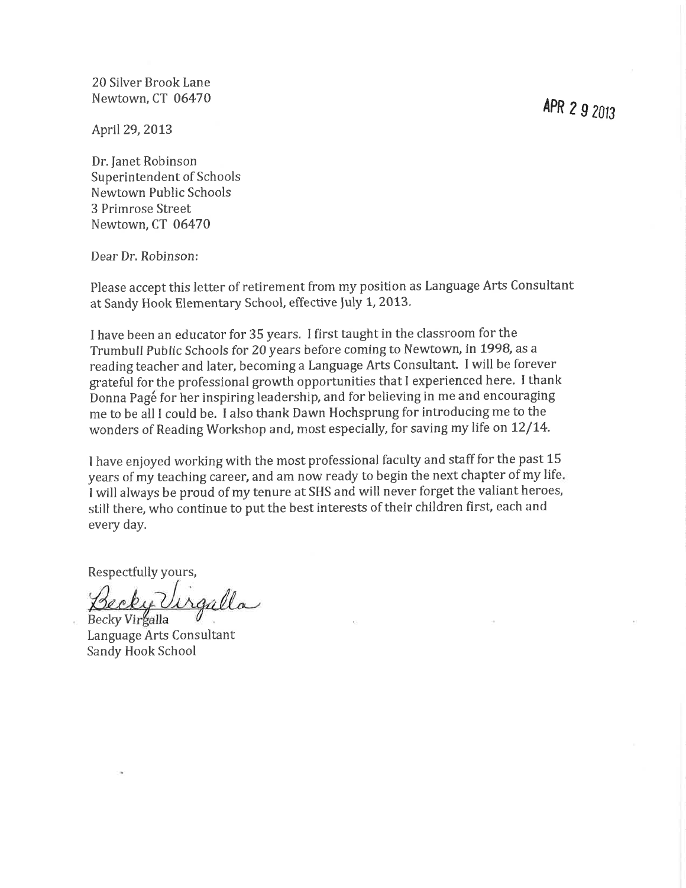20 Silver Brook Lane
Newtown, CT 06470

APR 29 2013

April 29, 2013

Dr. Janet Robinson
Superintendent of Schools
Newtown Public Schools
3 Primrose Street
Newtown, CT 06470

Dear Dr. Robinson:

Please accept this letter of retirement from my position as Language Arts Consultant at Sandy Hook Elementary School, effective July 1, 2013.

I have been an educator for 35 years. I first taught in the classroom for the Trumbull Public Schools for 20 years before coming to Newtown, in 1998, as a reading teacher and later, becoming a Language Arts Consultant. I will be forever grateful for the professional growth opportunities that I experienced here. I thank Donna Pagé for her inspiring leadership, and for believing in me and encouraging me to be all I could be. I also thank Dawn Hochsprung for introducing me to the wonders of Reading Workshop and, most especially, for saving my life on 12/14.

I have enjoyed working with the most professional faculty and staff for the past 15 years of my teaching career, and am now ready to begin the next chapter of my life. I will always be proud of my tenure at SHS and will never forget the valiant heroes, still there, who continue to put the best interests of their children first, each and every day.

Respectfully yours,

Becky Virgalla

Becky Virgalla
Language Arts Consultant
Sandy Hook School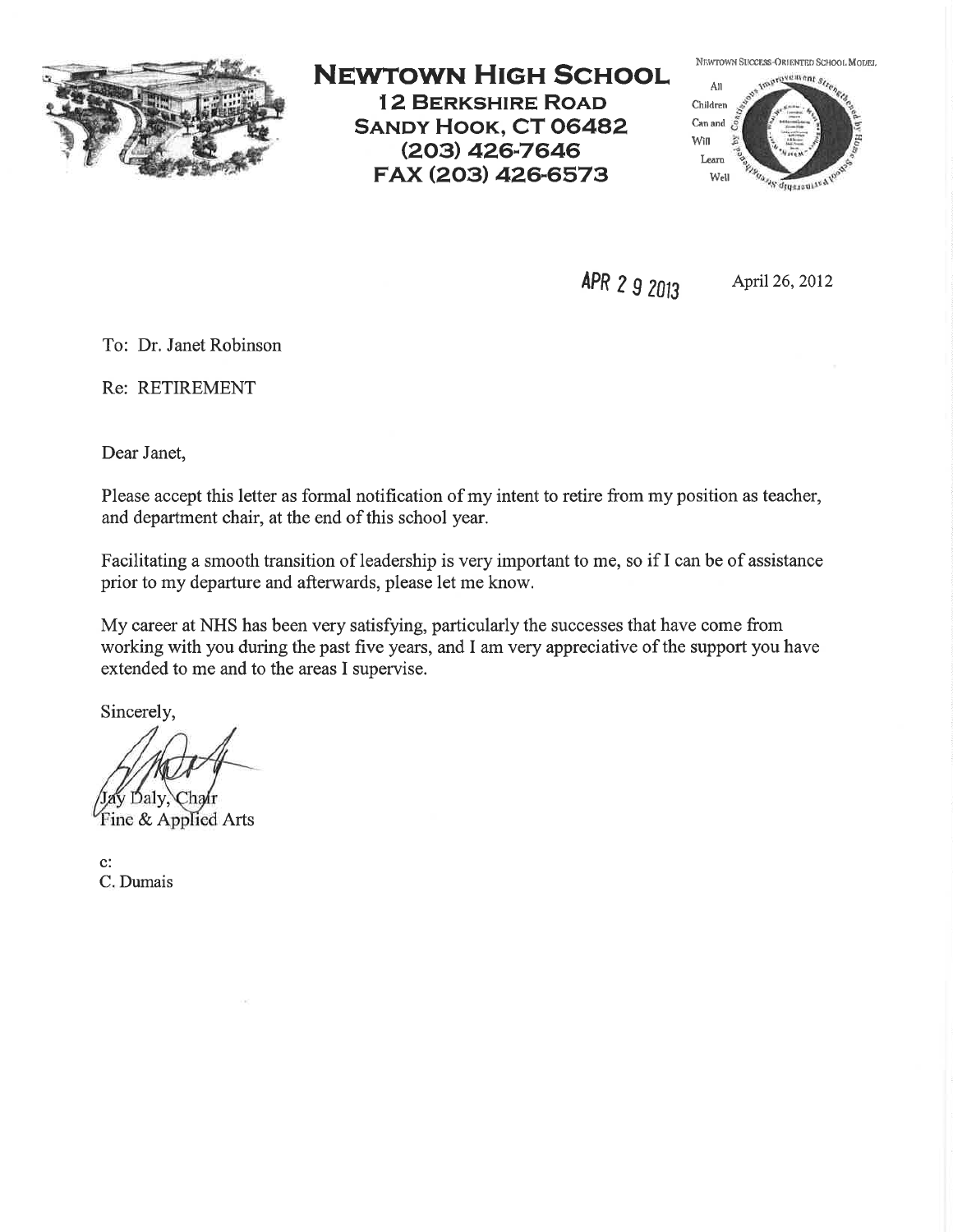# NEWTOWN HIGH SCHOOL

**12 BERKSHIRE ROAD**
**SANDY HOOK, CT 06482**
**(203) 426-7646**
**FAX (203) 426-6573**

NEWTOWN SUCCESS-ORIENTED SCHOOL MODEL

All Children Can and Will Learn Well

APR 29 2013

April 26, 2012

To: Dr. Janet Robinson

Re: RETIREMENT

Dear Janet,

Please accept this letter as formal notification of my intent to retire from my position as teacher, and department chair, at the end of this school year.

Facilitating a smooth transition of leadership is very important to me, so if I can be of assistance prior to my departure and afterwards, please let me know.

My career at NHS has been very satisfying, particularly the successes that have come from working with you during the past five years, and I am very appreciative of the support you have extended to me and to the areas I supervise.

Sincerely,

Jay Daly, Chair
Fine & Applied Arts

c:
C. Dumais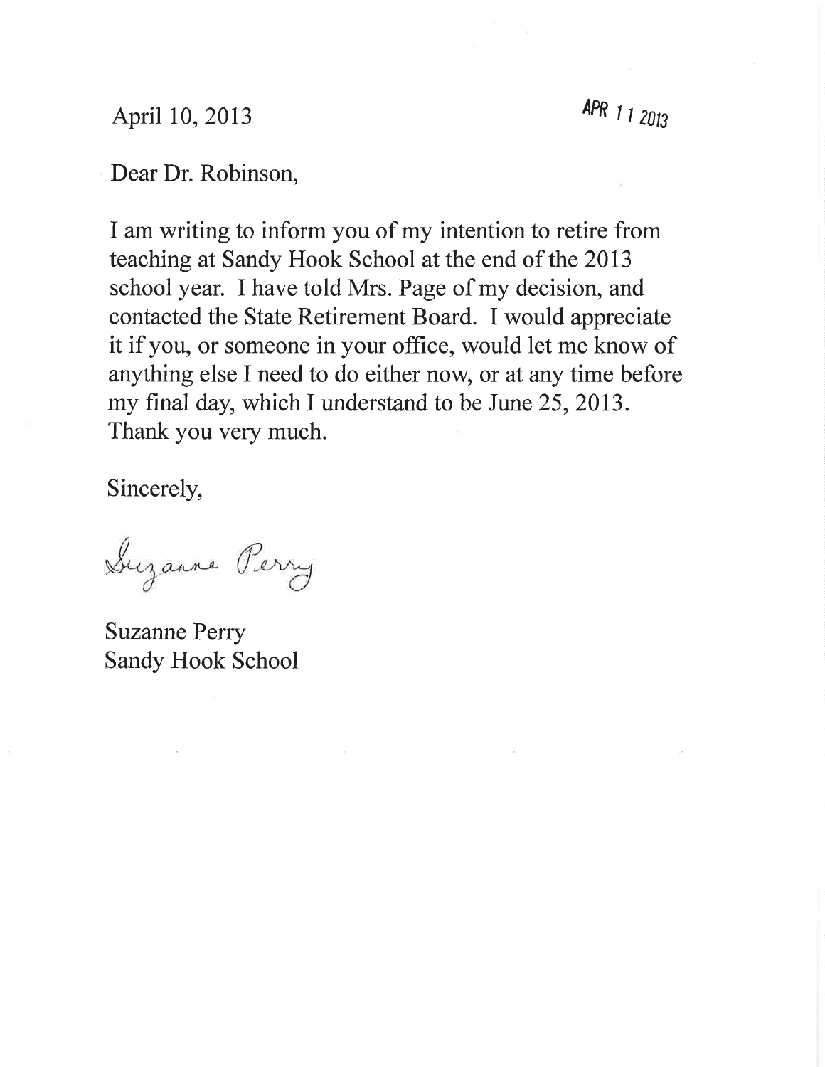April 10, 2013

APR 11 2013

Dear Dr. Robinson,

I am writing to inform you of my intention to retire from teaching at Sandy Hook School at the end of the 2013 school year. I have told Mrs. Page of my decision, and contacted the State Retirement Board. I would appreciate it if you, or someone in your office, would let me know of anything else I need to do either now, or at any time before my final day, which I understand to be June 25, 2013. Thank you very much.

Sincerely,

Suzanne Perry

Suzanne Perry
Sandy Hook School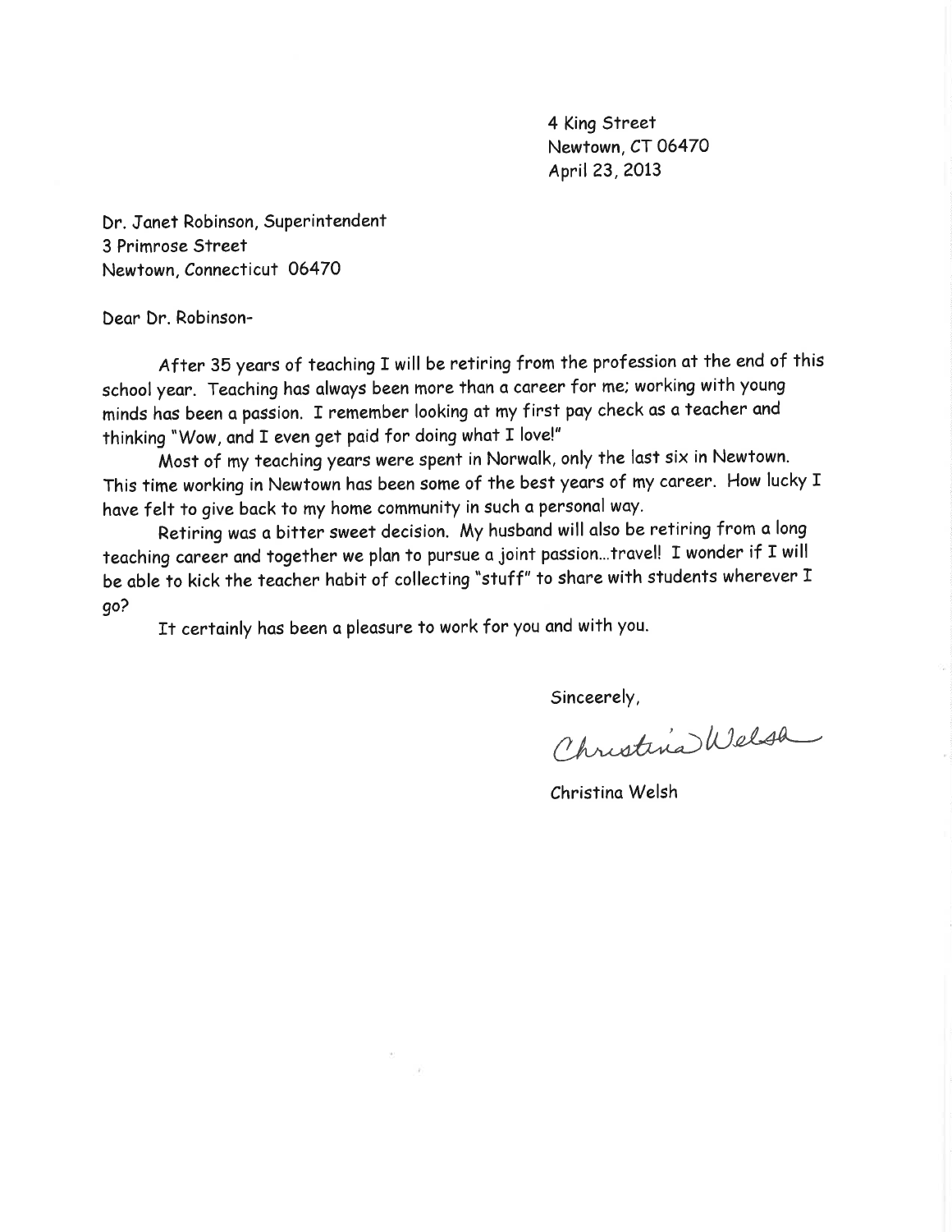4 King Street
Newtown, CT 06470
April 23, 2013

Dr. Janet Robinson, Superintendent
3 Primrose Street
Newtown, Connecticut 06470

Dear Dr. Robinson-

After 35 years of teaching I will be retiring from the profession at the end of this school year. Teaching has always been more than a career for me; working with young minds has been a passion. I remember looking at my first pay check as a teacher and thinking "Wow, and I even get paid for doing what I love!"

Most of my teaching years were spent in Norwalk, only the last six in Newtown. This time working in Newtown has been some of the best years of my career. How lucky I have felt to give back to my home community in such a personal way.

Retiring was a bitter sweet decision. My husband will also be retiring from a long teaching career and together we plan to pursue a joint passion...travel! I wonder if I will be able to kick the teacher habit of collecting "stuff" to share with students wherever I go?

It certainly has been a pleasure to work for you and with you.

Sinceerely,

Christina Welsh

Christina Welsh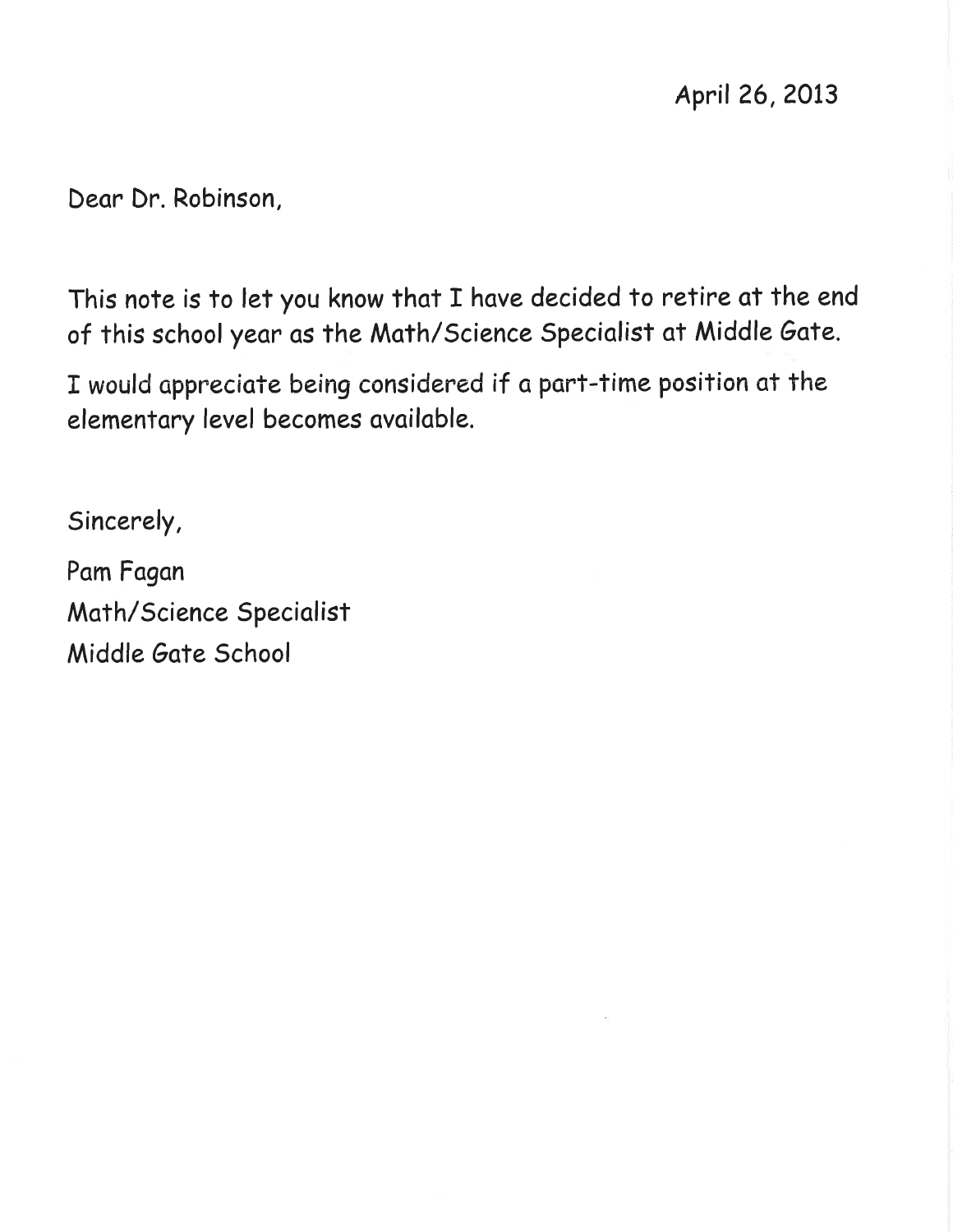April 26, 2013

Dear Dr. Robinson,

This note is to let you know that I have decided to retire at the end of this school year as the Math/Science Specialist at Middle Gate.

I would appreciate being considered if a part-time position at the elementary level becomes available.

Sincerely,

Pam Fagan  
Math/Science Specialist  
Middle Gate School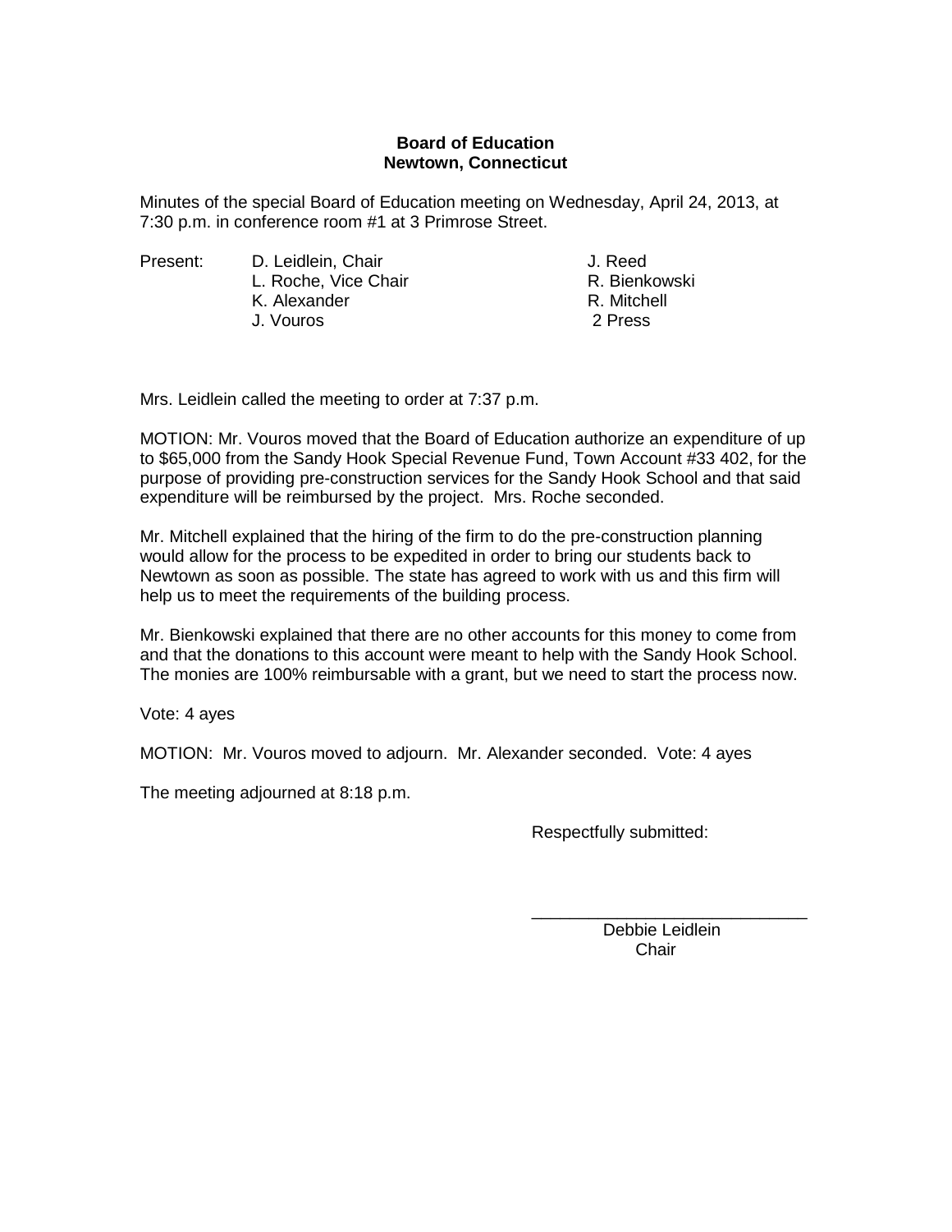**Board of Education**
**Newtown, Connecticut**

Minutes of the special Board of Education meeting on Wednesday, April 24, 2013, at 7:30 p.m. in conference room #1 at 3 Primrose Street.

| Present: | | |
|---|---|---|
| | D. Leidlein, Chair | J. Reed |
| | L. Roche, Vice Chair | R. Bienkowski |
| | K. Alexander | R. Mitchell |
| | J. Vouros | 2 Press |

Mrs. Leidlein called the meeting to order at 7:37 p.m.

MOTION: Mr. Vouros moved that the Board of Education authorize an expenditure of up to $65,000 from the Sandy Hook Special Revenue Fund, Town Account #33 402, for the purpose of providing pre-construction services for the Sandy Hook School and that said expenditure will be reimbursed by the project. Mrs. Roche seconded.

Mr. Mitchell explained that the hiring of the firm to do the pre-construction planning would allow for the process to be expedited in order to bring our students back to Newtown as soon as possible. The state has agreed to work with us and this firm will help us to meet the requirements of the building process.

Mr. Bienkowski explained that there are no other accounts for this money to come from and that the donations to this account were meant to help with the Sandy Hook School. The monies are 100% reimbursable with a grant, but we need to start the process now.

Vote: 4 ayes

MOTION: Mr. Vouros moved to adjourn. Mr. Alexander seconded. Vote: 4 ayes

The meeting adjourned at 8:18 p.m.

Respectfully submitted:

\_\_\_\_\_\_\_\_\_\_\_\_\_\_\_\_\_\_\_\_\_\_\_\_\_\_\_\_\_\_

Debbie Leidlein
Chair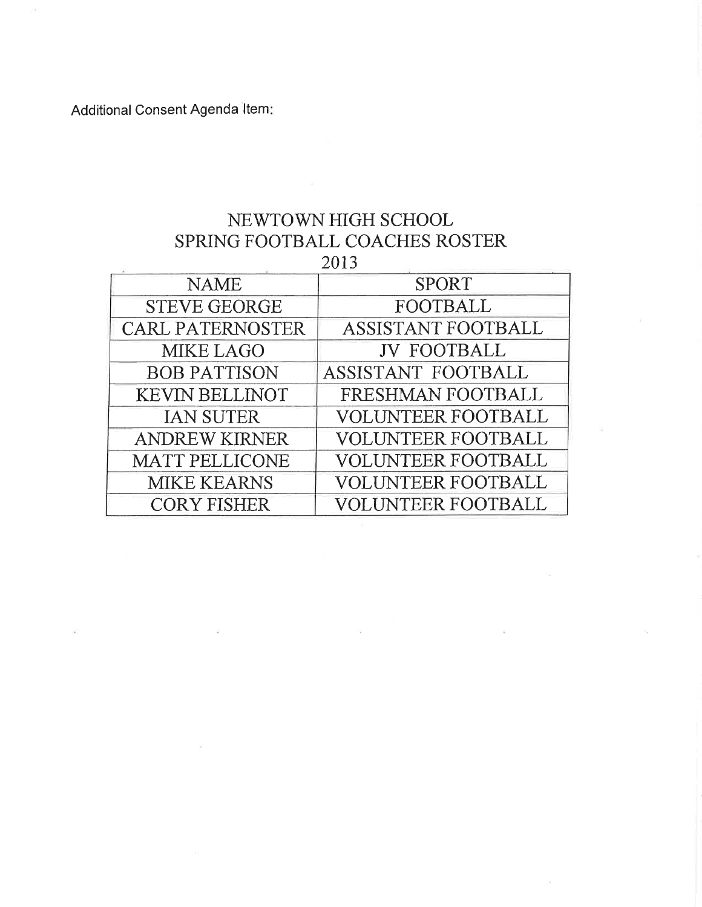Additional Consent Agenda Item:

# NEWTOWN HIGH SCHOOL
## SPRING FOOTBALL COACHES ROSTER
## 2013

| NAME | SPORT |
|---|---|
| STEVE GEORGE | FOOTBALL |
| CARL PATERNOSTER | ASSISTANT FOOTBALL |
| MIKE LAGO | JV FOOTBALL |
| BOB PATTISON | ASSISTANT FOOTBALL |
| KEVIN BELLINOT | FRESHMAN FOOTBALL |
| IAN SUTER | VOLUNTEER FOOTBALL |
| ANDREW KIRNER | VOLUNTEER FOOTBALL |
| MATT PELLICONE | VOLUNTEER FOOTBALL |
| MIKE KEARNS | VOLUNTEER FOOTBALL |
| CORY FISHER | VOLUNTEER FOOTBALL |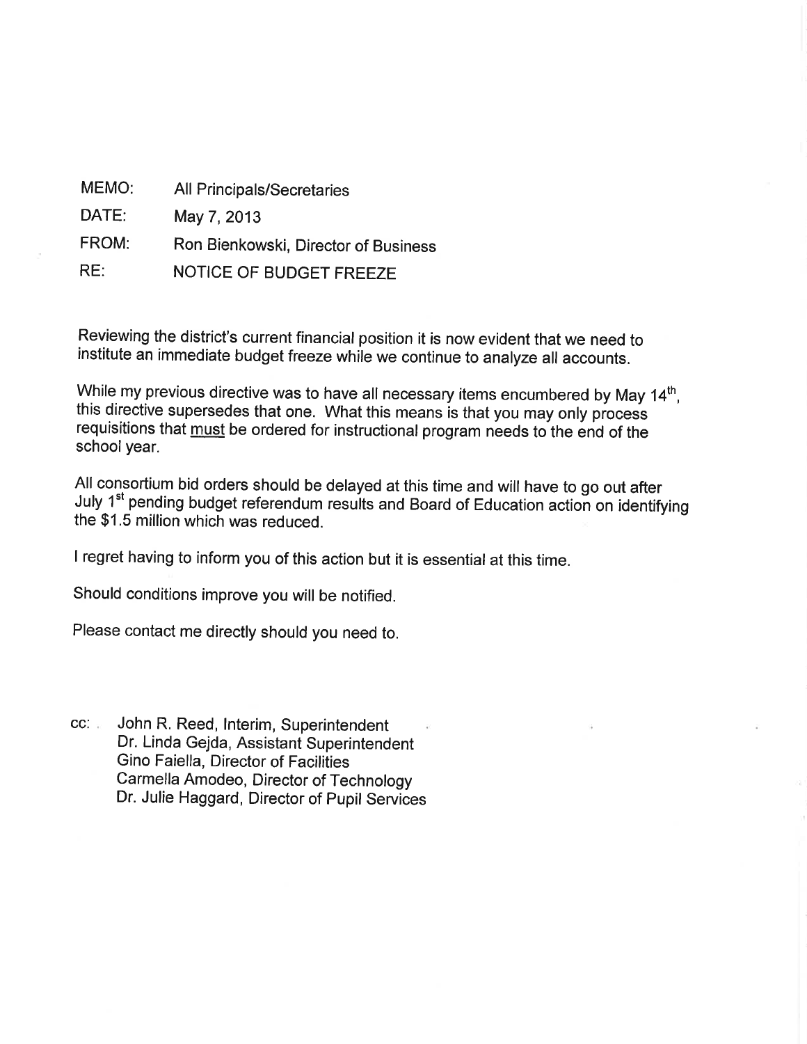MEMO: All Principals/Secretaries

DATE: May 7, 2013

FROM: Ron Bienkowski, Director of Business

RE: NOTICE OF BUDGET FREEZE

Reviewing the district's current financial position it is now evident that we need to institute an immediate budget freeze while we continue to analyze all accounts.

While my previous directive was to have all necessary items encumbered by May 14th, this directive supersedes that one. What this means is that you may only process requisitions that <u>must</u> be ordered for instructional program needs to the end of the school year.

All consortium bid orders should be delayed at this time and will have to go out after July 1st pending budget referendum results and Board of Education action on identifying the $1.5 million which was reduced.

I regret having to inform you of this action but it is essential at this time.

Should conditions improve you will be notified.

Please contact me directly should you need to.

cc: John R. Reed, Interim, Superintendent
Dr. Linda Gejda, Assistant Superintendent
Gino Faiella, Director of Facilities
Carmella Amodeo, Director of Technology
Dr. Julie Haggard, Director of Pupil Services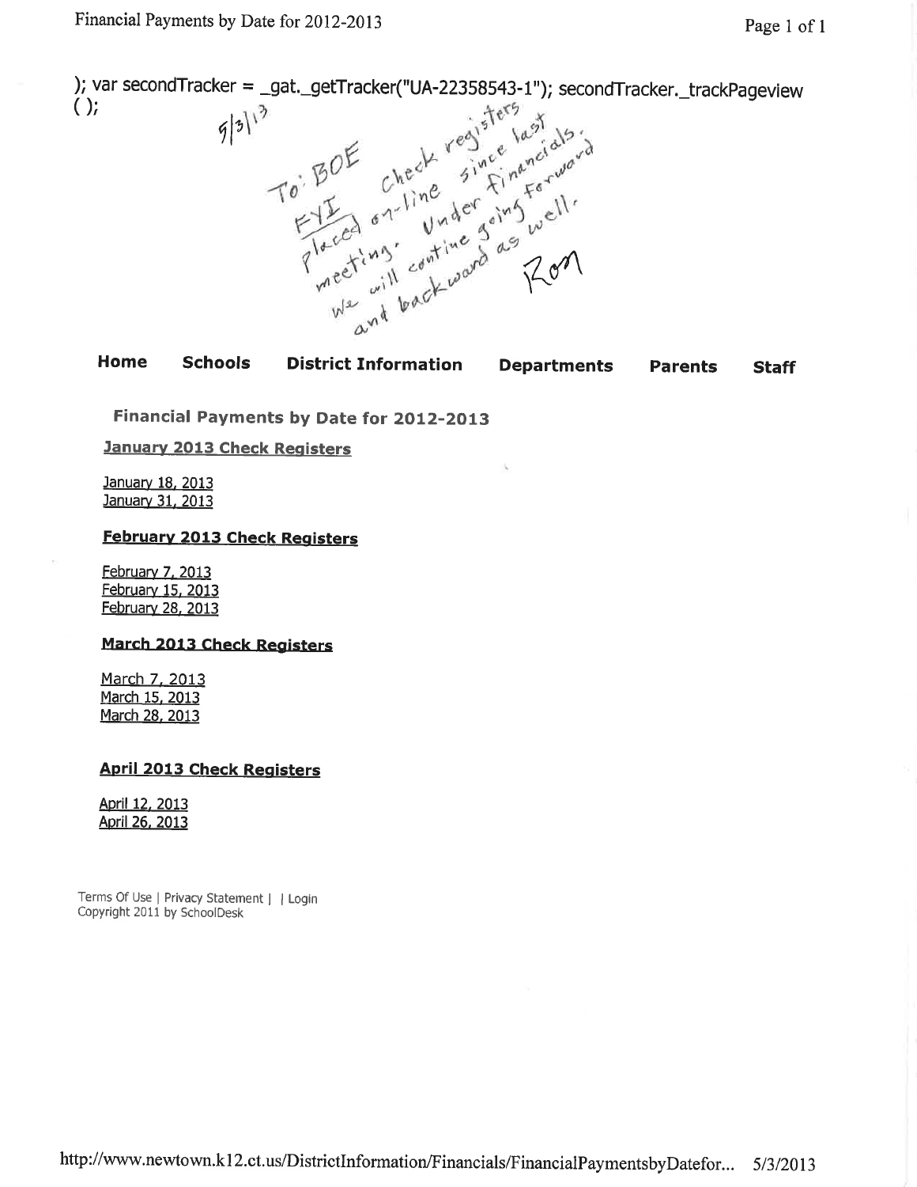); var secondTracker = _gat._getTracker("UA-22358543-1"); secondTracker._trackPageview ();

5/3/13

To: BOE
FYI Check registers placed on-line since last meeting. Under financials. We will contine going forward and backward as well.
Ron

Home Schools District Information Departments Parents Staff

### Financial Payments by Date for 2012-2013

#### January 2013 Check Registers

January 18, 2013
January 31, 2013

#### February 2013 Check Registers

February 7, 2013
February 15, 2013
February 28, 2013

#### March 2013 Check Registers

March 7, 2013
March 15, 2013
March 28, 2013

#### April 2013 Check Registers

April 12, 2013
April 26, 2013

Terms Of Use | Privacy Statement | | Login
Copyright 2011 by SchoolDesk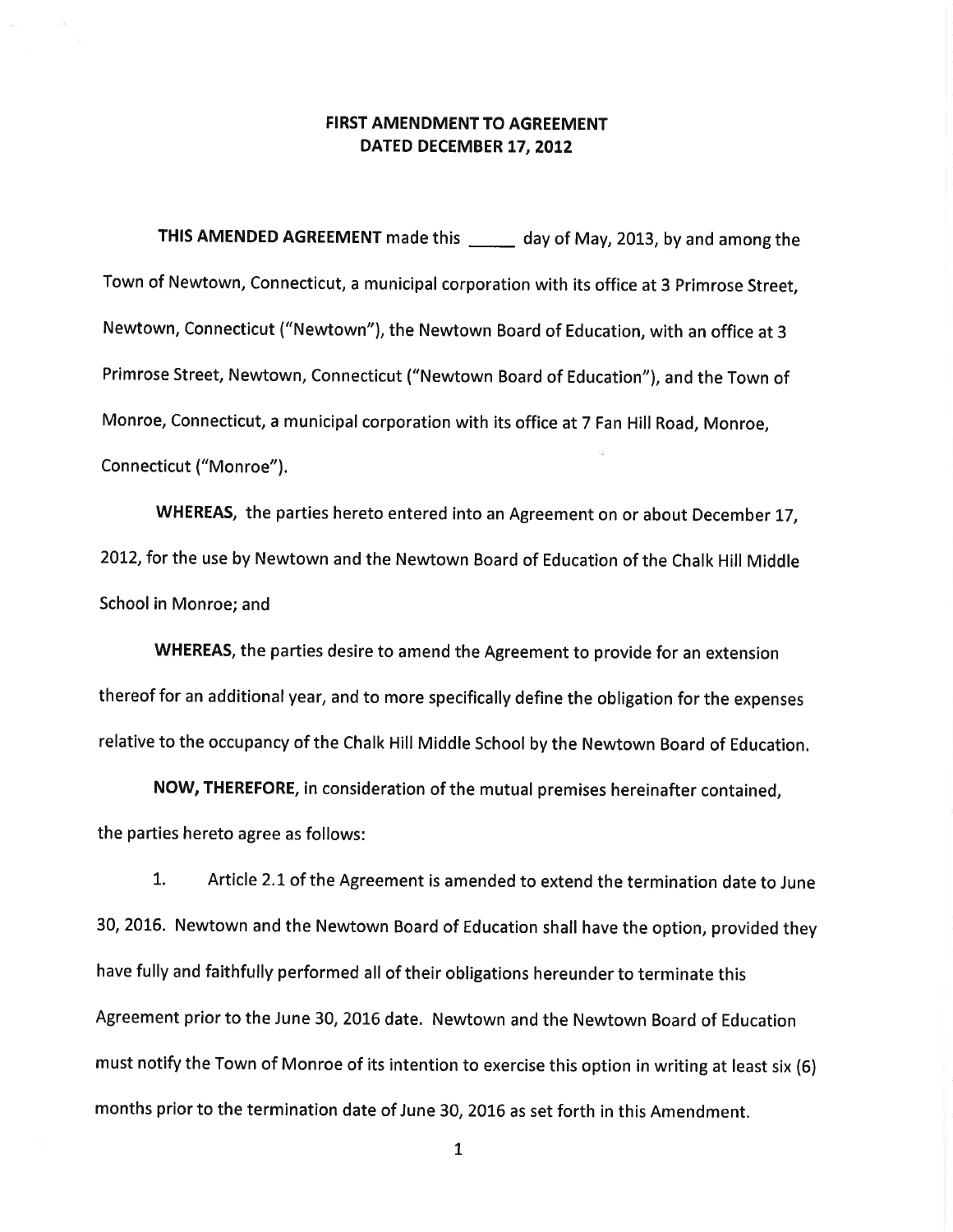# FIRST AMENDMENT TO AGREEMENT
# DATED DECEMBER 17, 2012

**THIS AMENDED AGREEMENT** made this _____ day of May, 2013, by and among the Town of Newtown, Connecticut, a municipal corporation with its office at 3 Primrose Street, Newtown, Connecticut ("Newtown"), the Newtown Board of Education, with an office at 3 Primrose Street, Newtown, Connecticut ("Newtown Board of Education"), and the Town of Monroe, Connecticut, a municipal corporation with its office at 7 Fan Hill Road, Monroe, Connecticut ("Monroe").

**WHEREAS,** the parties hereto entered into an Agreement on or about December 17, 2012, for the use by Newtown and the Newtown Board of Education of the Chalk Hill Middle School in Monroe; and

**WHEREAS,** the parties desire to amend the Agreement to provide for an extension thereof for an additional year, and to more specifically define the obligation for the expenses relative to the occupancy of the Chalk Hill Middle School by the Newtown Board of Education.

**NOW, THEREFORE,** in consideration of the mutual premises hereinafter contained, the parties hereto agree as follows:

1. Article 2.1 of the Agreement is amended to extend the termination date to June 30, 2016. Newtown and the Newtown Board of Education shall have the option, provided they have fully and faithfully performed all of their obligations hereunder to terminate this Agreement prior to the June 30, 2016 date. Newtown and the Newtown Board of Education must notify the Town of Monroe of its intention to exercise this option in writing at least six (6) months prior to the termination date of June 30, 2016 as set forth in this Amendment.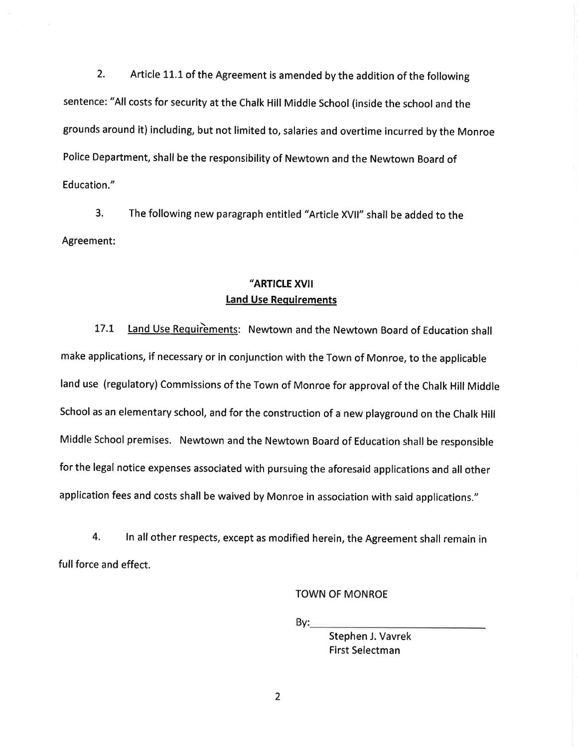2. Article 11.1 of the Agreement is amended by the addition of the following sentence: "All costs for security at the Chalk Hill Middle School (inside the school and the grounds around it) including, but not limited to, salaries and overtime incurred by the Monroe Police Department, shall be the responsibility of Newtown and the Newtown Board of Education."

3. The following new paragraph entitled "Article XVII" shall be added to the Agreement:

**"ARTICLE XVII**
**<u>Land Use Requirements</u>**

17.1 <u>Land Use Requirements</u>: Newtown and the Newtown Board of Education shall make applications, if necessary or in conjunction with the Town of Monroe, to the applicable land use (regulatory) Commissions of the Town of Monroe for approval of the Chalk Hill Middle School as an elementary school, and for the construction of a new playground on the Chalk Hill Middle School premises. Newtown and the Newtown Board of Education shall be responsible for the legal notice expenses associated with pursuing the aforesaid applications and all other application fees and costs shall be waived by Monroe in association with said applications."

4. In all other respects, except as modified herein, the Agreement shall remain in full force and effect.

TOWN OF MONROE

By:\_\_\_\_\_\_\_\_\_\_\_\_\_\_\_\_\_\_\_\_\_\_\_\_\_\_\_\_
Stephen J. Vavrek
First Selectman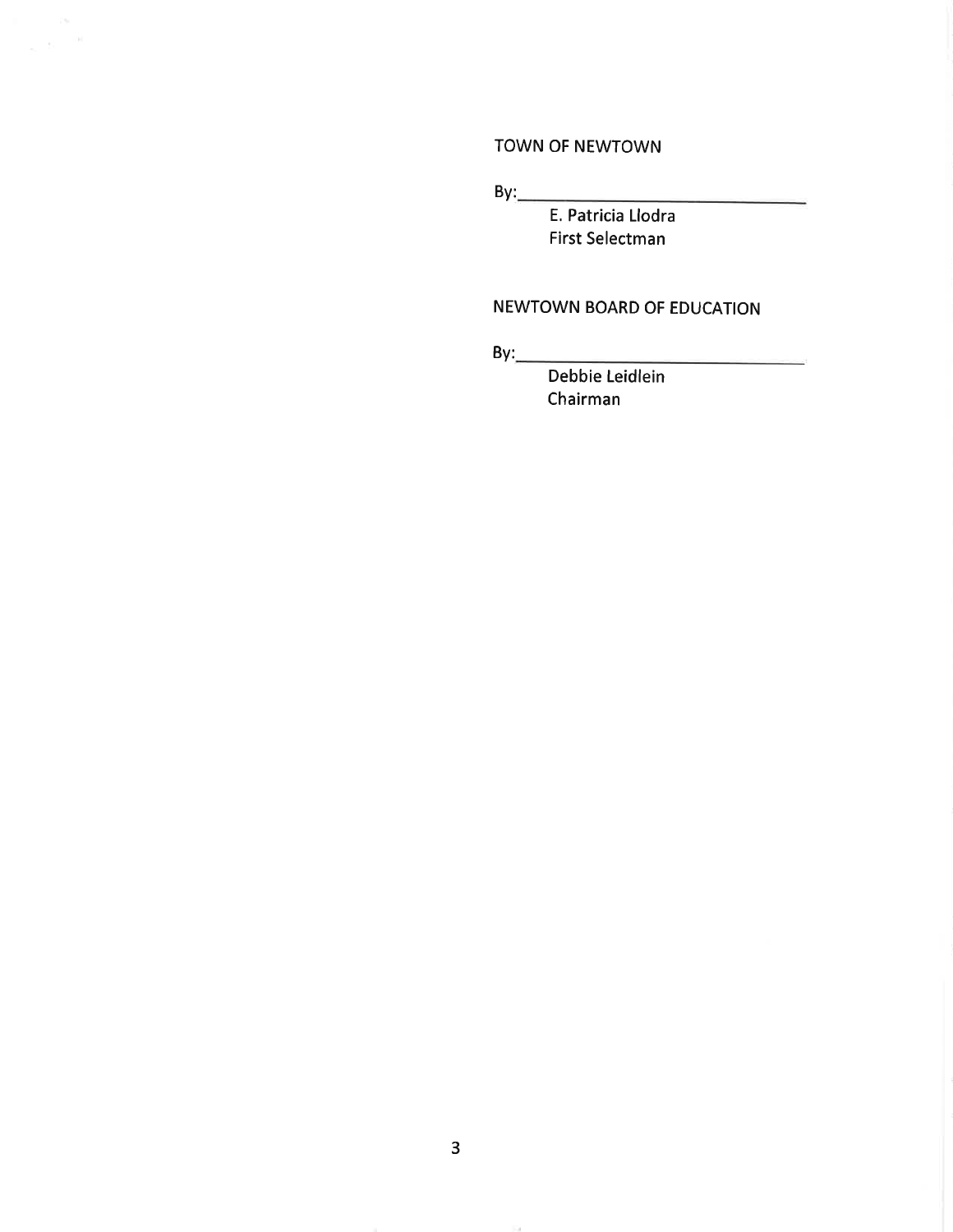TOWN OF NEWTOWN

By:\_\_\_\_\_\_\_\_\_\_\_\_\_\_\_\_\_\_\_\_\_\_\_\_\_\_\_\_\_\_

E. Patricia Llodra
First Selectman

NEWTOWN BOARD OF EDUCATION

By:\_\_\_\_\_\_\_\_\_\_\_\_\_\_\_\_\_\_\_\_\_\_\_\_\_\_\_\_\_\_

Debbie Leidlein
Chairman